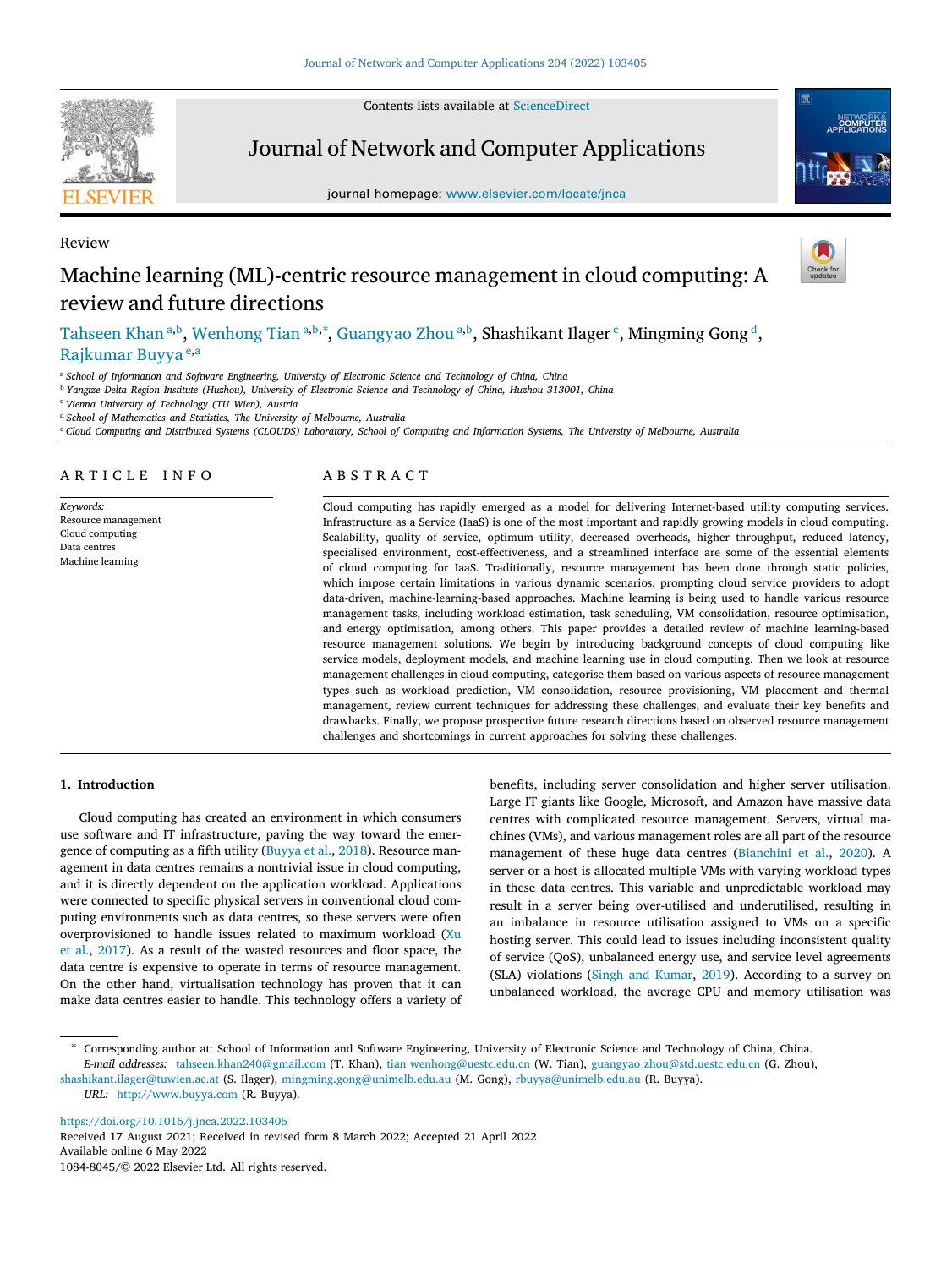Review

# Machine learning (ML)-centric resource management in cloud computing: A review and future directions

Tahseen Khan [a,b], Wenhong Tian [a,b,*], Guangyao Zhou [a,b], Shashikant Ilager [c], Mingming Gong [d], Rajkumar Buyya [e,a]

[a] School of Information and Software Engineering, University of Electronic Science and Technology of China, China
[b] Yangtze Delta Region Institute (Huzhou), University of Electronic Science and Technology of China, Huzhou 313001, China
[c] Vienna University of Technology (TU Wien), Austria
[d] School of Mathematics and Statistics, The University of Melbourne, Australia
[e] Cloud Computing and Distributed Systems (CLOUDS) Laboratory, School of Computing and Information Systems, The University of Melbourne, Australia

## ARTICLE INFO

*Keywords:*
Resource management
Cloud computing
Data centres
Machine learning

## ABSTRACT

Cloud computing has rapidly emerged as a model for delivering Internet-based utility computing services. Infrastructure as a Service (IaaS) is one of the most important and rapidly growing models in cloud computing. Scalability, quality of service, optimum utility, decreased overheads, higher throughput, reduced latency, specialised environment, cost-effectiveness, and a streamlined interface are some of the essential elements of cloud computing for IaaS. Traditionally, resource management has been done through static policies, which impose certain limitations in various dynamic scenarios, prompting cloud service providers to adopt data-driven, machine-learning-based approaches. Machine learning is being used to handle various resource management tasks, including workload estimation, task scheduling, VM consolidation, resource optimisation, and energy optimisation, among others. This paper provides a detailed review of machine learning-based resource management solutions. We begin by introducing background concepts of cloud computing like service models, deployment models, and machine learning use in cloud computing. Then we look at resource management challenges in cloud computing, categorise them based on various aspects of resource management types such as workload prediction, VM consolidation, resource provisioning, VM placement and thermal management, review current techniques for addressing these challenges, and evaluate their key benefits and drawbacks. Finally, we propose prospective future research directions based on observed resource management challenges and shortcomings in current approaches for solving these challenges.

## 1. Introduction

Cloud computing has created an environment in which consumers use software and IT infrastructure, paving the way toward the emergence of computing as a fifth utility (Buyya et al., 2018). Resource management in data centres remains a nontrivial issue in cloud computing, and it is directly dependent on the application workload. Applications were connected to specific physical servers in conventional cloud computing environments such as data centres, so these servers were often overprovisioned to handle issues related to maximum workload (Xu et al., 2017). As a result of the wasted resources and floor space, the data centre is expensive to operate in terms of resource management. On the other hand, virtualisation technology has proven that it can make data centres easier to handle. This technology offers a variety of benefits, including server consolidation and higher server utilisation. Large IT giants like Google, Microsoft, and Amazon have massive data centres with complicated resource management. Servers, virtual machines (VMs), and various management roles are all part of the resource management of these huge data centres (Bianchini et al., 2020). A server or a host is allocated multiple VMs with varying workload types in these data centres. This variable and unpredictable workload may result in a server being over-utilised and underutilised, resulting in an imbalance in resource utilisation assigned to VMs on a specific hosting server. This could lead to issues including inconsistent quality of service (QoS), unbalanced energy use, and service level agreements (SLA) violations (Singh and Kumar, 2019). According to a survey on unbalanced workload, the average CPU and memory utilisation was

---

* Corresponding author at: School of Information and Software Engineering, University of Electronic Science and Technology of China, China.
*E-mail addresses:* tahseen.khan240@gmail.com (T. Khan), tian_wenhong@uestc.edu.cn (W. Tian), guangyao_zhou@std.uestc.edu.cn (G. Zhou), shashikant.ilager@tuwien.ac.at (S. Ilager), mingming.gong@unimelb.edu.au (M. Gong), rbuyya@unimelb.edu.au (R. Buyya).
*URL:* http://www.buyya.com (R. Buyya).

https://doi.org/10.1016/j.jnca.2022.103405
Received 17 August 2021; Received in revised form 8 March 2022; Accepted 21 April 2022
Available online 6 May 2022
1084-8045/© 2022 Elsevier Ltd. All rights reserved.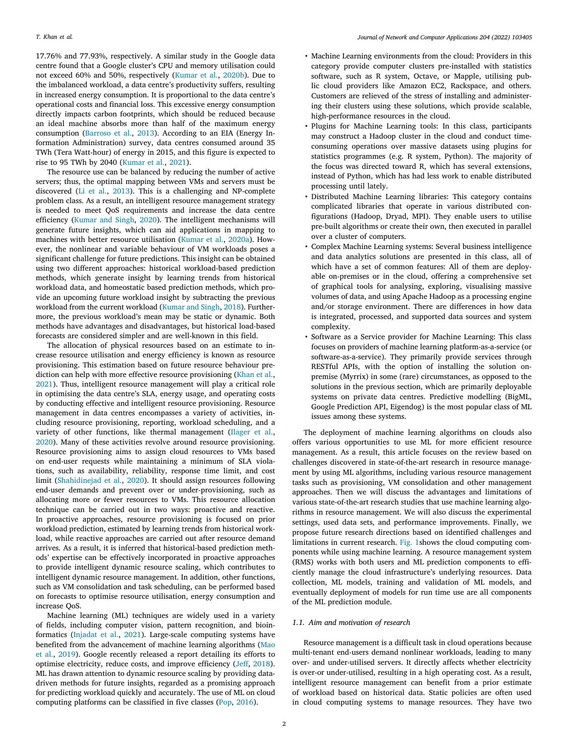17.76% and 77.93%, respectively. A similar study in the Google data centre found that a Google cluster's CPU and memory utilisation could not exceed 60% and 50%, respectively (Kumar et al., 2020b). Due to the imbalanced workload, a data centre's productivity suffers, resulting in increased energy consumption. It is proportional to the data centre's operational costs and financial loss. This excessive energy consumption directly impacts carbon footprints, which should be reduced because an ideal machine absorbs more than half of the maximum energy consumption (Barroso et al., 2013). According to an EIA (Energy Information Administration) survey, data centres consumed around 35 TWh (Tera Watt-hour) of energy in 2015, and this figure is expected to rise to 95 TWh by 2040 (Kumar et al., 2021).

The resource use can be balanced by reducing the number of active servers; thus, the optimal mapping between VMs and servers must be discovered (Li et al., 2013). This is a challenging and NP-complete problem class. As a result, an intelligent resource management strategy is needed to meet QoS requirements and increase the data centre efficiency (Kumar and Singh, 2020). The intelligent mechanisms will generate future insights, which can aid applications in mapping to machines with better resource utilisation (Kumar et al., 2020a). However, the nonlinear and variable behaviour of VM workloads poses a significant challenge for future predictions. This insight can be obtained using two different approaches: historical workload-based prediction methods, which generate insight by learning trends from historical workload data, and homeostatic based prediction methods, which provide an upcoming future workload insight by subtracting the previous workload from the current workload (Kumar and Singh, 2018). Furthermore, the previous workload's mean may be static or dynamic. Both methods have advantages and disadvantages, but historical load-based forecasts are considered simpler and are well-known in this field.

The allocation of physical resources based on an estimate to increase resource utilisation and energy efficiency is known as resource provisioning. This estimation based on future resource behaviour prediction can help with more effective resource provisioning (Khan et al., 2021). Thus, intelligent resource management will play a critical role in optimising the data centre's SLA, energy usage, and operating costs by conducting effective and intelligent resource provisioning. Resource management in data centres encompasses a variety of activities, including resource provisioning, reporting, workload scheduling, and a variety of other functions, like thermal management (Ilager et al., 2020). Many of these activities revolve around resource provisioning. Resource provisioning aims to assign cloud resources to VMs based on end-user requests while maintaining a minimum of SLA violations, such as availability, reliability, response time limit, and cost limit (Shahidinejad et al., 2020). It should assign resources following end-user demands and prevent over or under-provisioning, such as allocating more or fewer resources to VMs. This resource allocation technique can be carried out in two ways: proactive and reactive. In proactive approaches, resource provisioning is focused on prior workload prediction, estimated by learning trends from historical workload, while reactive approaches are carried out after resource demand arrives. As a result, it is inferred that historical-based prediction methods' expertise can be effectively incorporated in proactive approaches to provide intelligent dynamic resource scaling, which contributes to intelligent dynamic resource management. In addition, other functions, such as VM consolidation and task scheduling, can be performed based on forecasts to optimise resource utilisation, energy consumption and increase QoS.

Machine learning (ML) techniques are widely used in a variety of fields, including computer vision, pattern recognition, and bioinformatics (Injadat et al., 2021). Large-scale computing systems have benefited from the advancement of machine learning algorithms (Mao et al., 2019). Google recently released a report detailing its efforts to optimise electricity, reduce costs, and improve efficiency (Jeff, 2018). ML has drawn attention to dynamic resource scaling by providing data-driven methods for future insights, regarded as a promising approach for predicting workload quickly and accurately. The use of ML on cloud computing platforms can be classified in five classes (Pop, 2016).

- Machine Learning environments from the cloud: Providers in this category provide computer clusters pre-installed with statistics software, such as R system, Octave, or Mapple, utilising public cloud providers like Amazon EC2, Rackspace, and others. Customers are relieved of the stress of installing and administering their clusters using these solutions, which provide scalable, high-performance resources in the cloud.
- Plugins for Machine Learning tools: In this class, participants may construct a Hadoop cluster in the cloud and conduct time-consuming operations over massive datasets using plugins for statistics programmes (e.g. R system, Python). The majority of the focus was directed toward R, which has several extensions, instead of Python, which has had less work to enable distributed processing until lately.
- Distributed Machine Learning libraries: This category contains complicated libraries that operate in various distributed configurations (Hadoop, Dryad, MPI). They enable users to utilise pre-built algorithms or create their own, then executed in parallel over a cluster of computers.
- Complex Machine Learning systems: Several business intelligence and data analytics solutions are presented in this class, all of which have a set of common features: All of them are deployable on-premises or in the cloud, offering a comprehensive set of graphical tools for analysing, exploring, visualising massive volumes of data, and using Apache Hadoop as a processing engine and/or storage environment. There are differences in how data is integrated, processed, and supported data sources and system complexity.
- Software as a Service provider for Machine Learning: This class focuses on providers of machine learning platform-as-a-service (or software-as-a-service). They primarily provide services through RESTful APIs, with the option of installing the solution on-premise (Myrrix) in some (rare) circumstances, as opposed to the solutions in the previous section, which are primarily deployable systems on private data centres. Predictive modelling (BigML, Google Prediction API, Eigendog) is the most popular class of ML issues among these systems.

The deployment of machine learning algorithms on clouds also offers various opportunities to use ML for more efficient resource management. As a result, this article focuses on the review based on challenges discovered in state-of-the-art research in resource management by using ML algorithms, including various resource management tasks such as provisioning, VM consolidation and other management approaches. Then we will discuss the advantages and limitations of various state-of-the-art research studies that use machine learning algorithms in resource management. We will also discuss the experimental settings, used data sets, and performance improvements. Finally, we propose future research directions based on identified challenges and limitations in current research. Fig. 1shows the cloud computing components while using machine learning. A resource management system (RMS) works with both users and ML prediction components to efficiently manage the cloud infrastructure's underlying resources. Data collection, ML models, training and validation of ML models, and eventually deployment of models for run time use are all components of the ML prediction module.

### 1.1. Aim and motivation of research

Resource management is a difficult task in cloud operations because multi-tenant end-users demand nonlinear workloads, leading to many over- and under-utilised servers. It directly affects whether electricity is over-or under-utilised, resulting in a high operating cost. As a result, intelligent resource management can benefit from a prior estimate of workload based on historical data. Static policies are often used in cloud computing systems to manage resources. They have two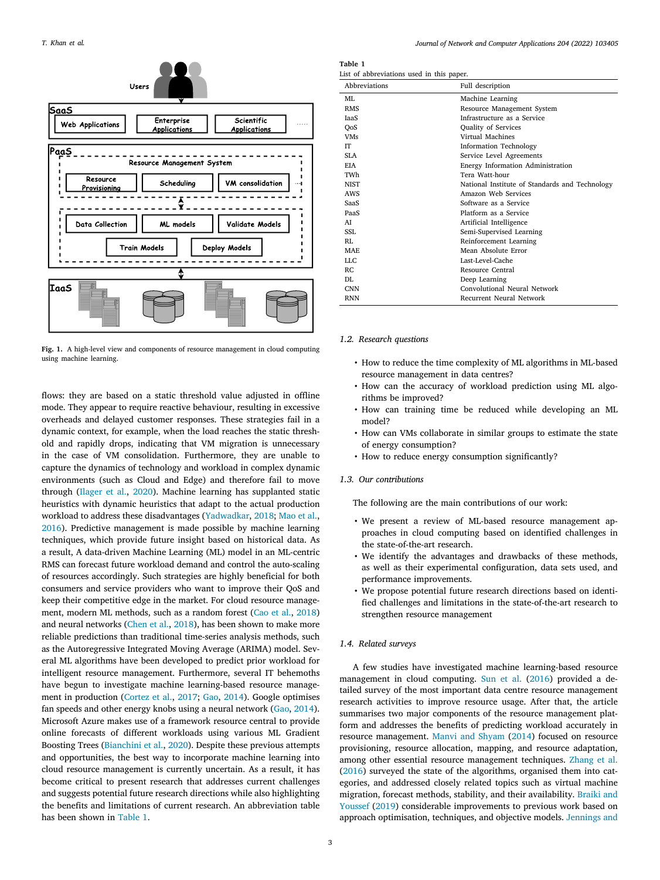Fig. 1. A high-level view and components of resource management in cloud computing using machine learning.

flows: they are based on a static threshold value adjusted in offline mode. They appear to require reactive behaviour, resulting in excessive overheads and delayed customer responses. These strategies fail in a dynamic context, for example, when the load reaches the static threshold and rapidly drops, indicating that VM migration is unnecessary in the case of VM consolidation. Furthermore, they are unable to capture the dynamics of technology and workload in complex dynamic environments (such as Cloud and Edge) and therefore fail to move through (Ilager et al., 2020). Machine learning has supplanted static heuristics with dynamic heuristics that adapt to the actual production workload to address these disadvantages (Yadwadkar, 2018; Mao et al., 2016). Predictive management is made possible by machine learning techniques, which provide future insight based on historical data. As a result, A data-driven Machine Learning (ML) model in an ML-centric RMS can forecast future workload demand and control the auto-scaling of resources accordingly. Such strategies are highly beneficial for both consumers and service providers who want to improve their QoS and keep their competitive edge in the market. For cloud resource management, modern ML methods, such as a random forest (Cao et al., 2018) and neural networks (Chen et al., 2018), has been shown to make more reliable predictions than traditional time-series analysis methods, such as the Autoregressive Integrated Moving Average (ARIMA) model. Several ML algorithms have been developed to predict prior workload for intelligent resource management. Furthermore, several IT behemoths have begun to investigate machine learning-based resource management in production (Cortez et al., 2017; Gao, 2014). Google optimises fan speeds and other energy knobs using a neural network (Gao, 2014). Microsoft Azure makes use of a framework resource central to provide online forecasts of different workloads using various ML Gradient Boosting Trees (Bianchini et al., 2020). Despite these previous attempts and opportunities, the best way to incorporate machine learning into cloud resource management is currently uncertain. As a result, it has become critical to present research that addresses current challenges and suggests potential future research directions while also highlighting the benefits and limitations of current research. An abbreviation table has been shown in Table 1.

**Table 1**
List of abbreviations used in this paper.

| Abbreviations | Full description |
|---|---|
| ML | Machine Learning |
| RMS | Resource Management System |
| IaaS | Infrastructure as a Service |
| QoS | Quality of Services |
| VMs | Virtual Machines |
| IT | Information Technology |
| SLA | Service Level Agreements |
| EIA | Energy Information Administration |
| TWh | Tera Watt-hour |
| NIST | National Institute of Standards and Technology |
| AWS | Amazon Web Services |
| SaaS | Software as a Service |
| PaaS | Platform as a Service |
| AI | Artificial Intelligence |
| SSL | Semi-Supervised Learning |
| RL | Reinforcement Learning |
| MAE | Mean Absolute Error |
| LLC | Last-Level-Cache |
| RC | Resource Central |
| DL | Deep Learning |
| CNN | Convolutional Neural Network |
| RNN | Recurrent Neural Network |

### 1.2. Research questions

- How to reduce the time complexity of ML algorithms in ML-based resource management in data centres?
- How can the accuracy of workload prediction using ML algorithms be improved?
- How can training time be reduced while developing an ML model?
- How can VMs collaborate in similar groups to estimate the state of energy consumption?
- How to reduce energy consumption significantly?

### 1.3. Our contributions

The following are the main contributions of our work:

- We present a review of ML-based resource management approaches in cloud computing based on identified challenges in the state-of-the-art research.
- We identify the advantages and drawbacks of these methods, as well as their experimental configuration, data sets used, and performance improvements.
- We propose potential future research directions based on identified challenges and limitations in the state-of-the-art research to strengthen resource management

### 1.4. Related surveys

A few studies have investigated machine learning-based resource management in cloud computing. Sun et al. (2016) provided a detailed survey of the most important data centre resource management research activities to improve resource usage. After that, the article summarises two major components of the resource management platform and addresses the benefits of predicting workload accurately in resource management. Manvi and Shyam (2014) focused on resource provisioning, resource allocation, mapping, and resource adaptation, among other essential resource management techniques. Zhang et al. (2016) surveyed the state of the algorithms, organised them into categories, and addressed closely related topics such as virtual machine migration, forecast methods, stability, and their availability. Braiki and Youssef (2019) considerable improvements to previous work based on approach optimisation, techniques, and objective models. Jennings and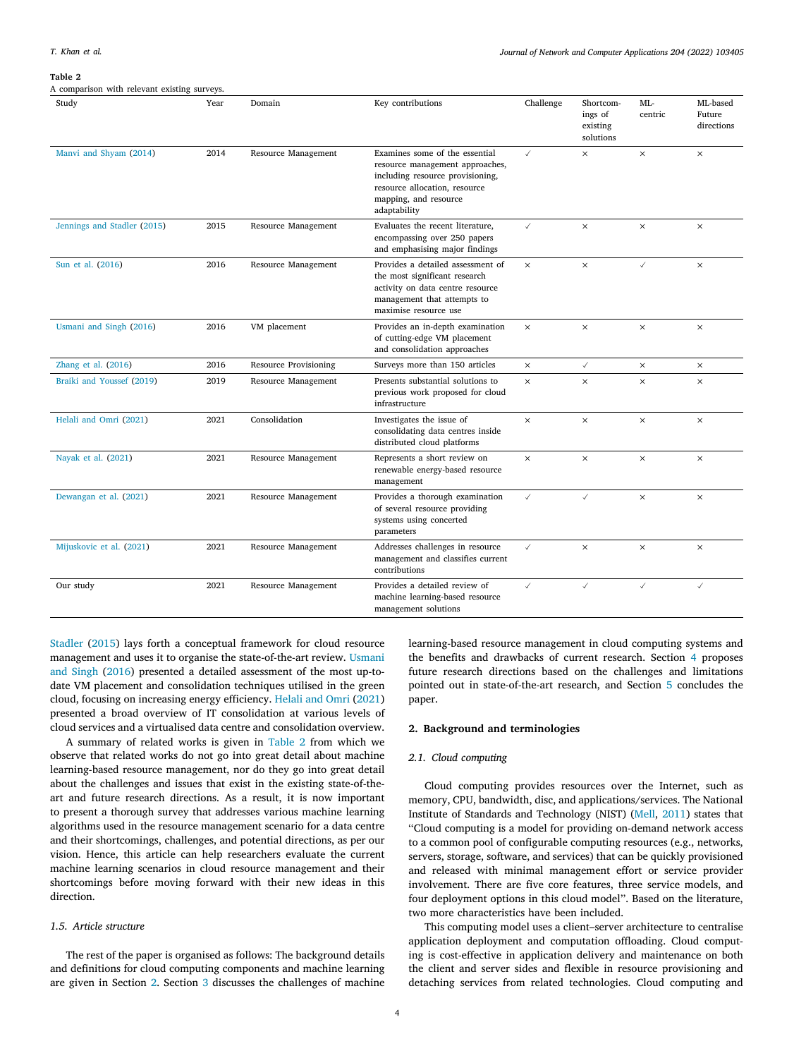**Table 2**
A comparison with relevant existing surveys.

| Study | Year | Domain | Key contributions | Challenge | Shortcomings of existing solutions | ML-centric | ML-based Future directions |
|---|---|---|---|---|---|---|---|
| Manvi and Shyam (2014) | 2014 | Resource Management | Examines some of the essential resource management approaches, including resource provisioning, resource allocation, resource mapping, and resource adaptability | ✓ | × | × | × |
| Jennings and Stadler (2015) | 2015 | Resource Management | Evaluates the recent literature, encompassing over 250 papers and emphasising major findings | ✓ | × | × | × |
| Sun et al. (2016) | 2016 | Resource Management | Provides a detailed assessment of the most significant research activity on data centre resource management that attempts to maximise resource use | × | × | ✓ | × |
| Usmani and Singh (2016) | 2016 | VM placement | Provides an in-depth examination of cutting-edge VM placement and consolidation approaches | × | × | × | × |
| Zhang et al. (2016) | 2016 | Resource Provisioning | Surveys more than 150 articles | × | ✓ | × | × |
| Braiki and Youssef (2019) | 2019 | Resource Management | Presents substantial solutions to previous work proposed for cloud infrastructure | × | × | × | × |
| Helali and Omri (2021) | 2021 | Consolidation | Investigates the issue of consolidating data centres inside distributed cloud platforms | × | × | × | × |
| Nayak et al. (2021) | 2021 | Resource Management | Represents a short review on renewable energy-based resource management | × | × | × | × |
| Dewangan et al. (2021) | 2021 | Resource Management | Provides a thorough examination of several resource providing systems using concerted parameters | ✓ | ✓ | × | × |
| Mijuskovic et al. (2021) | 2021 | Resource Management | Addresses challenges in resource management and classifies current contributions | ✓ | × | × | × |
| Our study | 2021 | Resource Management | Provides a detailed review of machine learning-based resource management solutions | ✓ | ✓ | ✓ | ✓ |

Stadler (2015) lays forth a conceptual framework for cloud resource management and uses it to organise the state-of-the-art review. Usmani and Singh (2016) presented a detailed assessment of the most up-to-date VM placement and consolidation techniques utilised in the green cloud, focusing on increasing energy efficiency. Helali and Omri (2021) presented a broad overview of IT consolidation at various levels of cloud services and a virtualised data centre and consolidation overview.

A summary of related works is given in Table 2 from which we observe that related works do not go into great detail about machine learning-based resource management, nor do they go into great detail about the challenges and issues that exist in the existing state-of-the-art and future research directions. As a result, it is now important to present a thorough survey that addresses various machine learning algorithms used in the resource management scenario for a data centre and their shortcomings, challenges, and potential directions, as per our vision. Hence, this article can help researchers evaluate the current machine learning scenarios in cloud resource management and their shortcomings before moving forward with their new ideas in this direction.

### 1.5. Article structure

The rest of the paper is organised as follows: The background details and definitions for cloud computing components and machine learning are given in Section 2. Section 3 discusses the challenges of machine learning-based resource management in cloud computing systems and the benefits and drawbacks of current research. Section 4 proposes future research directions based on the challenges and limitations pointed out in state-of-the-art research, and Section 5 concludes the paper.

## 2. Background and terminologies

### 2.1. Cloud computing

Cloud computing provides resources over the Internet, such as memory, CPU, bandwidth, disc, and applications/services. The National Institute of Standards and Technology (NIST) (Mell, 2011) states that "Cloud computing is a model for providing on-demand network access to a common pool of configurable computing resources (e.g., networks, servers, storage, software, and services) that can be quickly provisioned and released with minimal management effort or service provider involvement. There are five core features, three service models, and four deployment options in this cloud model". Based on the literature, two more characteristics have been included.

This computing model uses a client–server architecture to centralise application deployment and computation offloading. Cloud computing is cost-effective in application delivery and maintenance on both the client and server sides and flexible in resource provisioning and detaching services from related technologies. Cloud computing and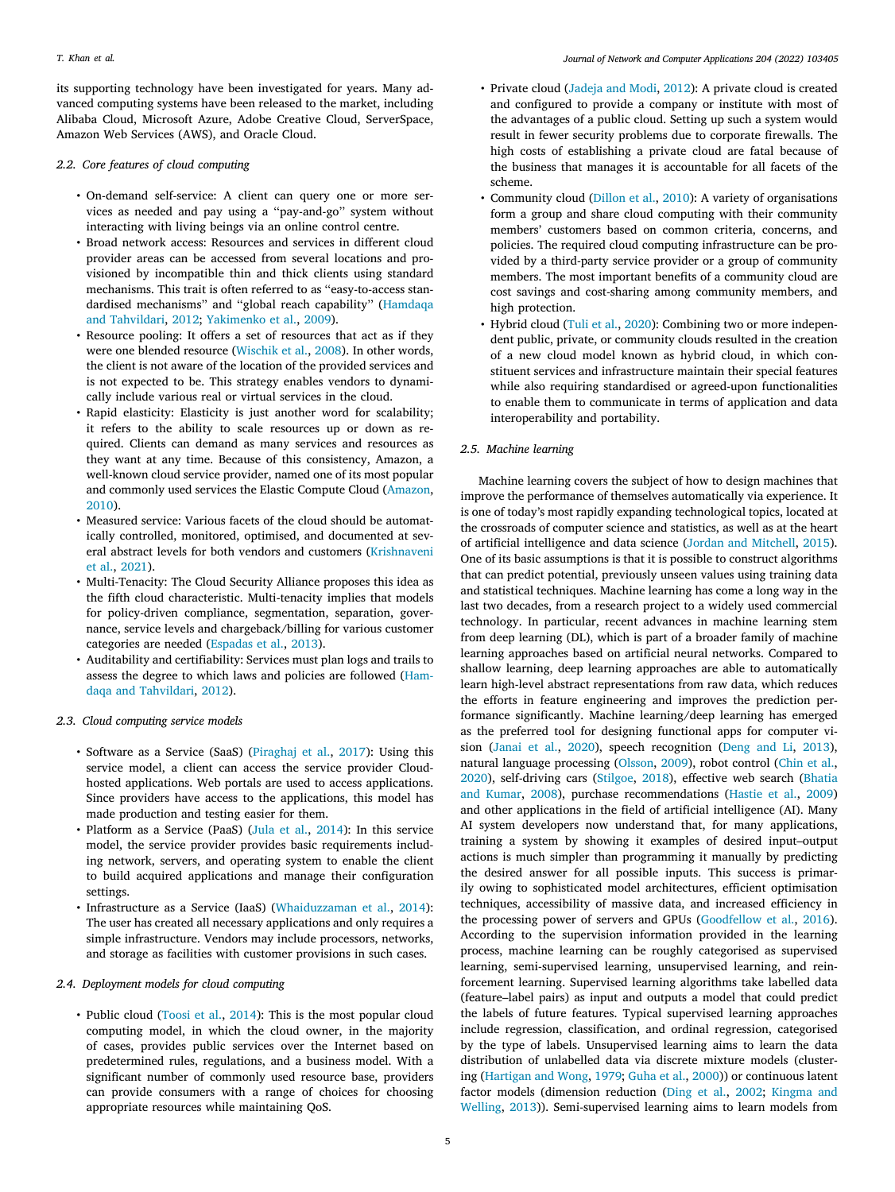its supporting technology have been investigated for years. Many advanced computing systems have been released to the market, including Alibaba Cloud, Microsoft Azure, Adobe Creative Cloud, ServerSpace, Amazon Web Services (AWS), and Oracle Cloud.

### 2.2. Core features of cloud computing

- On-demand self-service: A client can query one or more services as needed and pay using a ''pay-and-go'' system without interacting with living beings via an online control centre.
- Broad network access: Resources and services in different cloud provider areas can be accessed from several locations and provisioned by incompatible thin and thick clients using standard mechanisms. This trait is often referred to as ''easy-to-access standardised mechanisms'' and ''global reach capability'' (Hamdaqa and Tahvildari, 2012; Yakimenko et al., 2009).
- Resource pooling: It offers a set of resources that act as if they were one blended resource (Wischik et al., 2008). In other words, the client is not aware of the location of the provided services and is not expected to be. This strategy enables vendors to dynamically include various real or virtual services in the cloud.
- Rapid elasticity: Elasticity is just another word for scalability; it refers to the ability to scale resources up or down as required. Clients can demand as many services and resources as they want at any time. Because of this consistency, Amazon, a well-known cloud service provider, named one of its most popular and commonly used services the Elastic Compute Cloud (Amazon, 2010).
- Measured service: Various facets of the cloud should be automatically controlled, monitored, optimised, and documented at several abstract levels for both vendors and customers (Krishnaveni et al., 2021).
- Multi-Tenacity: The Cloud Security Alliance proposes this idea as the fifth cloud characteristic. Multi-tenacity implies that models for policy-driven compliance, segmentation, separation, governance, service levels and chargeback/billing for various customer categories are needed (Espadas et al., 2013).
- Auditability and certifiability: Services must plan logs and trails to assess the degree to which laws and policies are followed (Hamdaqa and Tahvildari, 2012).

### 2.3. Cloud computing service models

- Software as a Service (SaaS) (Piraghaj et al., 2017): Using this service model, a client can access the service provider Cloud-hosted applications. Web portals are used to access applications. Since providers have access to the applications, this model has made production and testing easier for them.
- Platform as a Service (PaaS) (Jula et al., 2014): In this service model, the service provider provides basic requirements including network, servers, and operating system to enable the client to build acquired applications and manage their configuration settings.
- Infrastructure as a Service (IaaS) (Whaiduzzaman et al., 2014): The user has created all necessary applications and only requires a simple infrastructure. Vendors may include processors, networks, and storage as facilities with customer provisions in such cases.

### 2.4. Deployment models for cloud computing

- Public cloud (Toosi et al., 2014): This is the most popular cloud computing model, in which the cloud owner, in the majority of cases, provides public services over the Internet based on predetermined rules, regulations, and a business model. With a significant number of commonly used resource base, providers can provide consumers with a range of choices for choosing appropriate resources while maintaining QoS.
- Private cloud (Jadeja and Modi, 2012): A private cloud is created and configured to provide a company or institute with most of the advantages of a public cloud. Setting up such a system would result in fewer security problems due to corporate firewalls. The high costs of establishing a private cloud are fatal because of the business that manages it is accountable for all facets of the scheme.
- Community cloud (Dillon et al., 2010): A variety of organisations form a group and share cloud computing with their community members' customers based on common criteria, concerns, and policies. The required cloud computing infrastructure can be provided by a third-party service provider or a group of community members. The most important benefits of a community cloud are cost savings and cost-sharing among community members, and high protection.
- Hybrid cloud (Tuli et al., 2020): Combining two or more independent public, private, or community clouds resulted in the creation of a new cloud model known as hybrid cloud, in which constituent services and infrastructure maintain their special features while also requiring standardised or agreed-upon functionalities to enable them to communicate in terms of application and data interoperability and portability.

### 2.5. Machine learning

Machine learning covers the subject of how to design machines that improve the performance of themselves automatically via experience. It is one of today's most rapidly expanding technological topics, located at the crossroads of computer science and statistics, as well as at the heart of artificial intelligence and data science (Jordan and Mitchell, 2015). One of its basic assumptions is that it is possible to construct algorithms that can predict potential, previously unseen values using training data and statistical techniques. Machine learning has come a long way in the last two decades, from a research project to a widely used commercial technology. In particular, recent advances in machine learning stem from deep learning (DL), which is part of a broader family of machine learning approaches based on artificial neural networks. Compared to shallow learning, deep learning approaches are able to automatically learn high-level abstract representations from raw data, which reduces the efforts in feature engineering and improves the prediction performance significantly. Machine learning/deep learning has emerged as the preferred tool for designing functional apps for computer vision (Janai et al., 2020), speech recognition (Deng and Li, 2013), natural language processing (Olsson, 2009), robot control (Chin et al., 2020), self-driving cars (Stilgoe, 2018), effective web search (Bhatia and Kumar, 2008), purchase recommendations (Hastie et al., 2009) and other applications in the field of artificial intelligence (AI). Many AI system developers now understand that, for many applications, training a system by showing it examples of desired input–output actions is much simpler than programming it manually by predicting the desired answer for all possible inputs. This success is primarily owing to sophisticated model architectures, efficient optimisation techniques, accessibility of massive data, and increased efficiency in the processing power of servers and GPUs (Goodfellow et al., 2016). According to the supervision information provided in the learning process, machine learning can be roughly categorised as supervised learning, semi-supervised learning, unsupervised learning, and reinforcement learning. Supervised learning algorithms take labelled data (feature–label pairs) as input and outputs a model that could predict the labels of future features. Typical supervised learning approaches include regression, classification, and ordinal regression, categorised by the type of labels. Unsupervised learning aims to learn the data distribution of unlabelled data via discrete mixture models (clustering (Hartigan and Wong, 1979; Guha et al., 2000)) or continuous latent factor models (dimension reduction (Ding et al., 2002; Kingma and Welling, 2013)). Semi-supervised learning aims to learn models from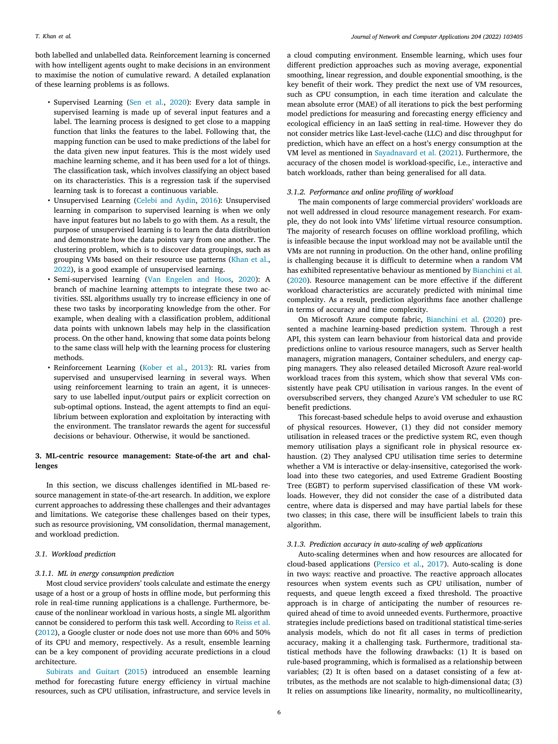both labelled and unlabelled data. Reinforcement learning is concerned with how intelligent agents ought to make decisions in an environment to maximise the notion of cumulative reward. A detailed explanation of these learning problems is as follows.

- Supervised Learning (Sen et al., 2020): Every data sample in supervised learning is made up of several input features and a label. The learning process is designed to get close to a mapping function that links the features to the label. Following that, the mapping function can be used to make predictions of the label for the data given new input features. This is the most widely used machine learning scheme, and it has been used for a lot of things. The classification task, which involves classifying an object based on its characteristics. This is a regression task if the supervised learning task is to forecast a continuous variable.
- Unsupervised Learning (Celebi and Aydin, 2016): Unsupervised learning in comparison to supervised learning is when we only have input features but no labels to go with them. As a result, the purpose of unsupervised learning is to learn the data distribution and demonstrate how the data points vary from one another. The clustering problem, which is to discover data groupings, such as grouping VMs based on their resource use patterns (Khan et al., 2022), is a good example of unsupervised learning.
- Semi-supervised learning (Van Engelen and Hoos, 2020): A branch of machine learning attempts to integrate these two activities. SSL algorithms usually try to increase efficiency in one of these two tasks by incorporating knowledge from the other. For example, when dealing with a classification problem, additional data points with unknown labels may help in the classification process. On the other hand, knowing that some data points belong to the same class will help with the learning process for clustering methods.
- Reinforcement Learning (Kober et al., 2013): RL varies from supervised and unsupervised learning in several ways. When using reinforcement learning to train an agent, it is unnecessary to use labelled input/output pairs or explicit correction on sub-optimal options. Instead, the agent attempts to find an equilibrium between exploration and exploitation by interacting with the environment. The translator rewards the agent for successful decisions or behaviour. Otherwise, it would be sanctioned.

## 3. ML-centric resource management: State-of-the art and challenges

In this section, we discuss challenges identified in ML-based resource management in state-of-the-art research. In addition, we explore current approaches to addressing these challenges and their advantages and limitations. We categorise these challenges based on their types, such as resource provisioning, VM consolidation, thermal management, and workload prediction.

### 3.1. Workload prediction

#### 3.1.1. ML in energy consumption prediction

Most cloud service providers' tools calculate and estimate the energy usage of a host or a group of hosts in offline mode, but performing this role in real-time running applications is a challenge. Furthermore, because of the nonlinear workload in various hosts, a single ML algorithm cannot be considered to perform this task well. According to Reiss et al. (2012), a Google cluster or node does not use more than 60% and 50% of its CPU and memory, respectively. As a result, ensemble learning can be a key component of providing accurate predictions in a cloud architecture.

Subirats and Guitart (2015) introduced an ensemble learning method for forecasting future energy efficiency in virtual machine resources, such as CPU utilisation, infrastructure, and service levels in a cloud computing environment. Ensemble learning, which uses four different prediction approaches such as moving average, exponential smoothing, linear regression, and double exponential smoothing, is the key benefit of their work. They predict the next use of VM resources, such as CPU consumption, in each time iteration and calculate the mean absolute error (MAE) of all iterations to pick the best performing model predictions for measuring and forecasting energy efficiency and ecological efficiency in an IaaS setting in real-time. However they do not consider metrics like Last-level-cache (LLC) and disc throughput for prediction, which have an effect on a host's energy consumption at the VM level as mentioned in Sayadnavard et al. (2021). Furthermore, the accuracy of the chosen model is workload-specific, i.e., interactive and batch workloads, rather than being generalised for all data.

#### 3.1.2. Performance and online profiling of workload

The main components of large commercial providers' workloads are not well addressed in cloud resource management research. For example, they do not look into VMs' lifetime virtual resource consumption. The majority of research focuses on offline workload profiling, which is infeasible because the input workload may not be available until the VMs are not running in production. On the other hand, online profiling is challenging because it is difficult to determine when a random VM has exhibited representative behaviour as mentioned by Bianchini et al. (2020). Resource management can be more effective if the different workload characteristics are accurately predicted with minimal time complexity. As a result, prediction algorithms face another challenge in terms of accuracy and time complexity.

On Microsoft Azure compute fabric, Bianchini et al. (2020) presented a machine learning-based prediction system. Through a rest API, this system can learn behaviour from historical data and provide predictions online to various resource managers, such as Server health managers, migration managers, Container schedulers, and energy capping managers. They also released detailed Microsoft Azure real-world workload traces from this system, which show that several VMs consistently have peak CPU utilisation in various ranges. In the event of oversubscribed servers, they changed Azure's VM scheduler to use RC benefit predictions.

This forecast-based schedule helps to avoid overuse and exhaustion of physical resources. However, (1) they did not consider memory utilisation in released traces or the predictive system RC, even though memory utilisation plays a significant role in physical resource exhaustion. (2) They analysed CPU utilisation time series to determine whether a VM is interactive or delay-insensitive, categorised the workload into these two categories, and used Extreme Gradient Boosting Tree (EGBT) to perform supervised classification of these VM workloads. However, they did not consider the case of a distributed data centre, where data is dispersed and may have partial labels for these two classes; in this case, there will be insufficient labels to train this algorithm.

#### 3.1.3. Prediction accuracy in auto-scaling of web applications

Auto-scaling determines when and how resources are allocated for cloud-based applications (Persico et al., 2017). Auto-scaling is done in two ways: reactive and proactive. The reactive approach allocates resources when system events such as CPU utilisation, number of requests, and queue length exceed a fixed threshold. The proactive approach is in charge of anticipating the number of resources required ahead of time to avoid unneeded events. Furthermore, proactive strategies include predictions based on traditional statistical time-series analysis models, which do not fit all cases in terms of prediction accuracy, making it a challenging task. Furthermore, traditional statistical methods have the following drawbacks: (1) It is based on rule-based programming, which is formalised as a relationship between variables; (2) It is often based on a dataset consisting of a few attributes, as the methods are not scalable to high-dimensional data; (3) It relies on assumptions like linearity, normality, no multicollinearity,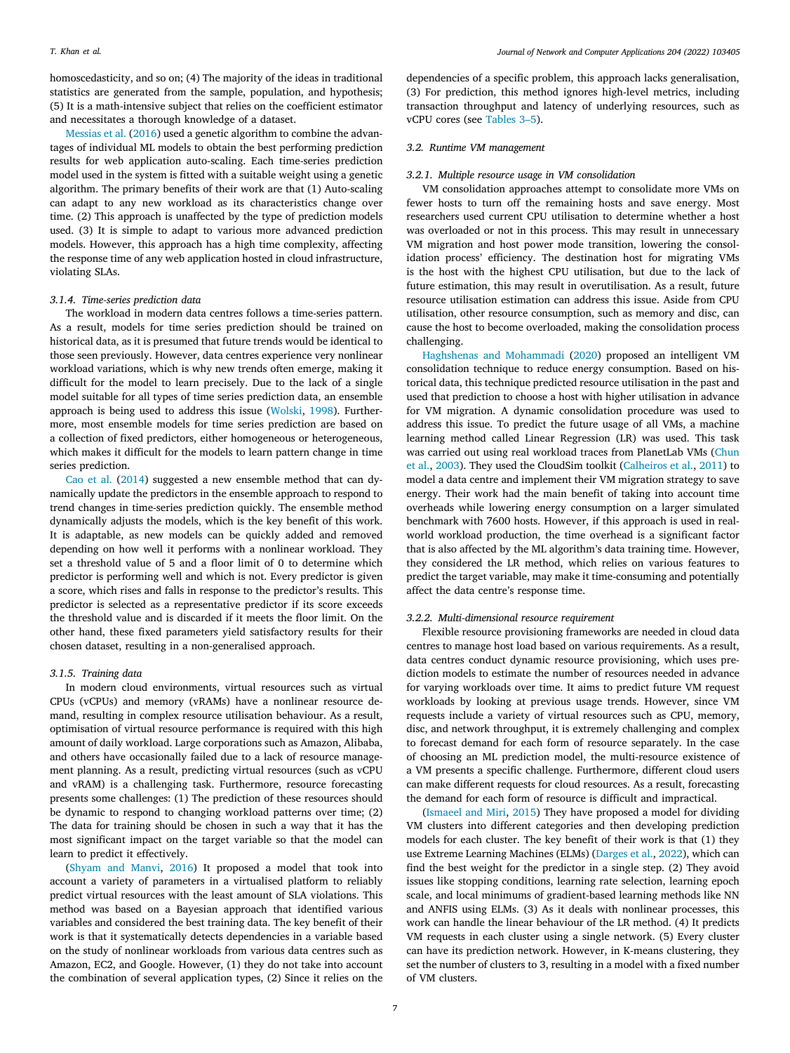homoscedasticity, and so on; (4) The majority of the ideas in traditional statistics are generated from the sample, population, and hypothesis; (5) It is a math-intensive subject that relies on the coefficient estimator and necessitates a thorough knowledge of a dataset.

Messias et al. (2016) used a genetic algorithm to combine the advantages of individual ML models to obtain the best performing prediction results for web application auto-scaling. Each time-series prediction model used in the system is fitted with a suitable weight using a genetic algorithm. The primary benefits of their work are that (1) Auto-scaling can adapt to any new workload as its characteristics change over time. (2) This approach is unaffected by the type of prediction models used. (3) It is simple to adapt to various more advanced prediction models. However, this approach has a high time complexity, affecting the response time of any web application hosted in cloud infrastructure, violating SLAs.

#### 3.1.4. Time-series prediction data

The workload in modern data centres follows a time-series pattern. As a result, models for time series prediction should be trained on historical data, as it is presumed that future trends would be identical to those seen previously. However, data centres experience very nonlinear workload variations, which is why new trends often emerge, making it difficult for the model to learn precisely. Due to the lack of a single model suitable for all types of time series prediction data, an ensemble approach is being used to address this issue (Wolski, 1998). Furthermore, most ensemble models for time series prediction are based on a collection of fixed predictors, either homogeneous or heterogeneous, which makes it difficult for the models to learn pattern change in time series prediction.

Cao et al. (2014) suggested a new ensemble method that can dynamically update the predictors in the ensemble approach to respond to trend changes in time-series prediction quickly. The ensemble method dynamically adjusts the models, which is the key benefit of this work. It is adaptable, as new models can be quickly added and removed depending on how well it performs with a nonlinear workload. They set a threshold value of 5 and a floor limit of 0 to determine which predictor is performing well and which is not. Every predictor is given a score, which rises and falls in response to the predictor's results. This predictor is selected as a representative predictor if its score exceeds the threshold value and is discarded if it meets the floor limit. On the other hand, these fixed parameters yield satisfactory results for their chosen dataset, resulting in a non-generalised approach.

#### 3.1.5. Training data

In modern cloud environments, virtual resources such as virtual CPUs (vCPUs) and memory (vRAMs) have a nonlinear resource demand, resulting in complex resource utilisation behaviour. As a result, optimisation of virtual resource performance is required with this high amount of daily workload. Large corporations such as Amazon, Alibaba, and others have occasionally failed due to a lack of resource management planning. As a result, predicting virtual resources (such as vCPU and vRAM) is a challenging task. Furthermore, resource forecasting presents some challenges: (1) The prediction of these resources should be dynamic to respond to changing workload patterns over time; (2) The data for training should be chosen in such a way that it has the most significant impact on the target variable so that the model can learn to predict it effectively.

(Shyam and Manvi, 2016) It proposed a model that took into account a variety of parameters in a virtualised platform to reliably predict virtual resources with the least amount of SLA violations. This method was based on a Bayesian approach that identified various variables and considered the best training data. The key benefit of their work is that it systematically detects dependencies in a variable based on the study of nonlinear workloads from various data centres such as Amazon, EC2, and Google. However, (1) they do not take into account the combination of several application types, (2) Since it relies on the dependencies of a specific problem, this approach lacks generalisation, (3) For prediction, this method ignores high-level metrics, including transaction throughput and latency of underlying resources, such as vCPU cores (see Tables 3–5).

### 3.2. Runtime VM management

#### 3.2.1. Multiple resource usage in VM consolidation

VM consolidation approaches attempt to consolidate more VMs on fewer hosts to turn off the remaining hosts and save energy. Most researchers used current CPU utilisation to determine whether a host was overloaded or not in this process. This may result in unnecessary VM migration and host power mode transition, lowering the consolidation process' efficiency. The destination host for migrating VMs is the host with the highest CPU utilisation, but due to the lack of future estimation, this may result in overutilisation. As a result, future resource utilisation estimation can address this issue. Aside from CPU utilisation, other resource consumption, such as memory and disc, can cause the host to become overloaded, making the consolidation process challenging.

Haghshenas and Mohammadi (2020) proposed an intelligent VM consolidation technique to reduce energy consumption. Based on historical data, this technique predicted resource utilisation in the past and used that prediction to choose a host with higher utilisation in advance for VM migration. A dynamic consolidation procedure was used to address this issue. To predict the future usage of all VMs, a machine learning method called Linear Regression (LR) was used. This task was carried out using real workload traces from PlanetLab VMs (Chun et al., 2003). They used the CloudSim toolkit (Calheiros et al., 2011) to model a data centre and implement their VM migration strategy to save energy. Their work had the main benefit of taking into account time overheads while lowering energy consumption on a larger simulated benchmark with 7600 hosts. However, if this approach is used in real-world workload production, the time overhead is a significant factor that is also affected by the ML algorithm's data training time. However, they considered the LR method, which relies on various features to predict the target variable, may make it time-consuming and potentially affect the data centre's response time.

#### 3.2.2. Multi-dimensional resource requirement

Flexible resource provisioning frameworks are needed in cloud data centres to manage host load based on various requirements. As a result, data centres conduct dynamic resource provisioning, which uses prediction models to estimate the number of resources needed in advance for varying workloads over time. It aims to predict future VM request workloads by looking at previous usage trends. However, since VM requests include a variety of virtual resources such as CPU, memory, disc, and network throughput, it is extremely challenging and complex to forecast demand for each form of resource separately. In the case of choosing an ML prediction model, the multi-resource existence of a VM presents a specific challenge. Furthermore, different cloud users can make different requests for cloud resources. As a result, forecasting the demand for each form of resource is difficult and impractical.

(Ismaeel and Miri, 2015) They have proposed a model for dividing VM clusters into different categories and then developing prediction models for each cluster. The key benefit of their work is that (1) they use Extreme Learning Machines (ELMs) (Darges et al., 2022), which can find the best weight for the predictor in a single step. (2) They avoid issues like stopping conditions, learning rate selection, learning epoch scale, and local minimums of gradient-based learning methods like NN and ANFIS using ELMs. (3) As it deals with nonlinear processes, this work can handle the linear behaviour of the LR method. (4) It predicts VM requests in each cluster using a single network. (5) Every cluster can have its prediction network. However, in K-means clustering, they set the number of clusters to 3, resulting in a model with a fixed number of VM clusters.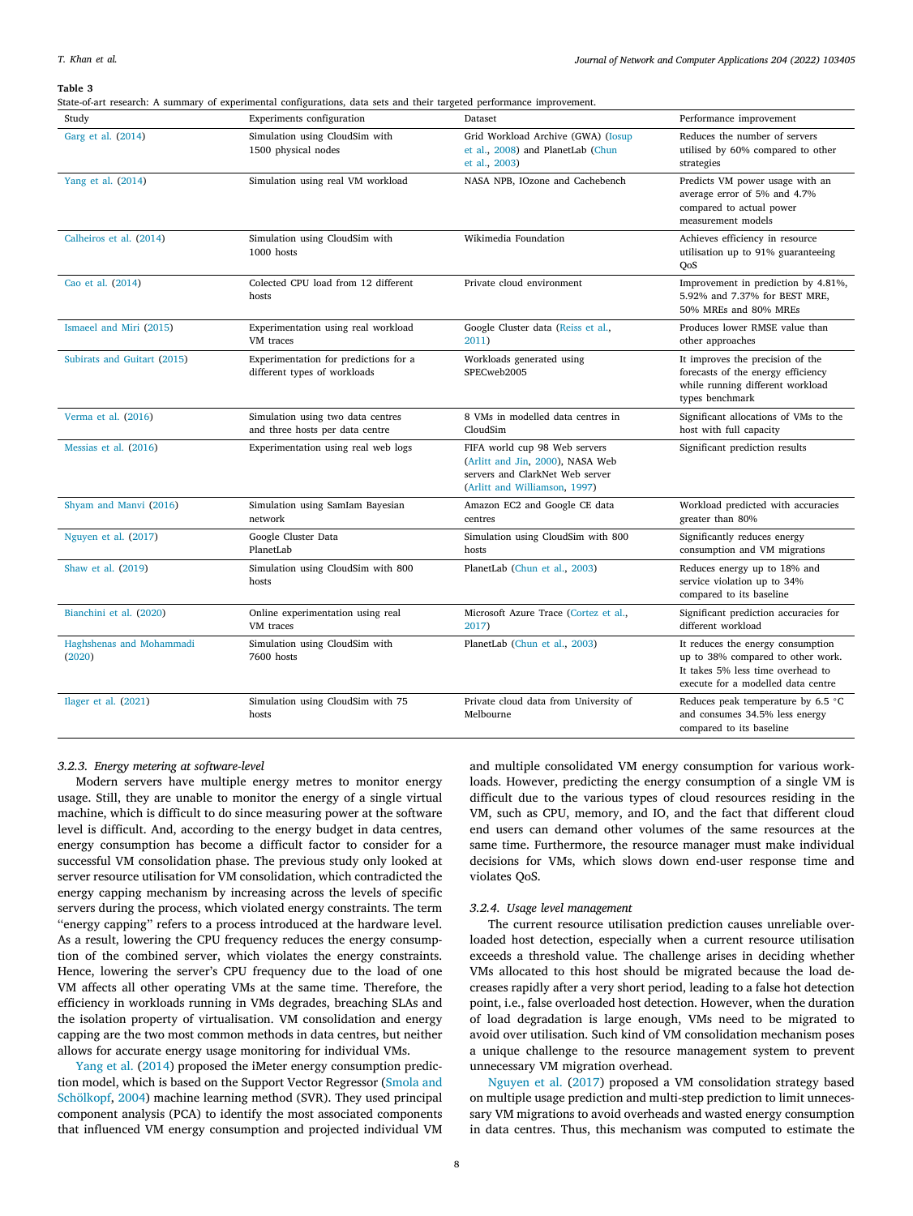**Table 3**
State-of-art research: A summary of experimental configurations, data sets and their targeted performance improvement.

| Study | Experiments configuration | Dataset | Performance improvement |
|---|---|---|---|
| Garg et al. (2014) | Simulation using CloudSim with 1500 physical nodes | Grid Workload Archive (GWA) (Iosup et al., 2008) and PlanetLab (Chun et al., 2003) | Reduces the number of servers utilised by 60% compared to other strategies |
| Yang et al. (2014) | Simulation using real VM workload | NASA NPB, IOzone and Cachebench | Predicts VM power usage with an average error of 5% and 4.7% compared to actual power measurement models |
| Calheiros et al. (2014) | Simulation using CloudSim with 1000 hosts | Wikimedia Foundation | Achieves efficiency in resource utilisation up to 91% guaranteeing QoS |
| Cao et al. (2014) | Colected CPU load from 12 different hosts | Private cloud environment | Improvement in prediction by 4.81%, 5.92% and 7.37% for BEST MRE, 50% MREs and 80% MREs |
| Ismaeel and Miri (2015) | Experimentation using real workload VM traces | Google Cluster data (Reiss et al., 2011) | Produces lower RMSE value than other approaches |
| Subirats and Guitart (2015) | Experimentation for predictions for a different types of workloads | Workloads generated using SPECweb2005 | It improves the precision of the forecasts of the energy efficiency while running different workload types benchmark |
| Verma et al. (2016) | Simulation using two data centres and three hosts per data centre | 8 VMs in modelled data centres in CloudSim | Significant allocations of VMs to the host with full capacity |
| Messias et al. (2016) | Experimentation using real web logs | FIFA world cup 98 Web servers (Arlitt and Jin, 2000), NASA Web servers and ClarkNet Web server (Arlitt and Williamson, 1997) | Significant prediction results |
| Shyam and Manvi (2016) | Simulation using SamIam Bayesian network | Amazon EC2 and Google CE data centres | Workload predicted with accuracies greater than 80% |
| Nguyen et al. (2017) | Google Cluster Data PlanetLab | Simulation using CloudSim with 800 hosts | Significantly reduces energy consumption and VM migrations |
| Shaw et al. (2019) | Simulation using CloudSim with 800 hosts | PlanetLab (Chun et al., 2003) | Reduces energy up to 18% and service violation up to 34% compared to its baseline |
| Bianchini et al. (2020) | Online experimentation using real VM traces | Microsoft Azure Trace (Cortez et al., 2017) | Significant prediction accuracies for different workload |
| Haghshenas and Mohammadi (2020) | Simulation using CloudSim with 7600 hosts | PlanetLab (Chun et al., 2003) | It reduces the energy consumption up to 38% compared to other work. It takes 5% less time overhead to execute for a modelled data centre |
| Ilager et al. (2021) | Simulation using CloudSim with 75 hosts | Private cloud data from University of Melbourne | Reduces peak temperature by 6.5 °C and consumes 34.5% less energy compared to its baseline |

#### 3.2.3. Energy metering at software-level

Modern servers have multiple energy metres to monitor energy usage. Still, they are unable to monitor the energy of a single virtual machine, which is difficult to do since measuring power at the software level is difficult. And, according to the energy budget in data centres, energy consumption has become a difficult factor to consider for a successful VM consolidation phase. The previous study only looked at server resource utilisation for VM consolidation, which contradicted the energy capping mechanism by increasing across the levels of specific servers during the process, which violated energy constraints. The term "energy capping" refers to a process introduced at the hardware level. As a result, lowering the CPU frequency reduces the energy consumption of the combined server, which violates the energy constraints. Hence, lowering the server's CPU frequency due to the load of one VM affects all other operating VMs at the same time. Therefore, the efficiency in workloads running in VMs degrades, breaching SLAs and the isolation property of virtualisation. VM consolidation and energy capping are the two most common methods in data centres, but neither allows for accurate energy usage monitoring for individual VMs.

Yang et al. (2014) proposed the iMeter energy consumption prediction model, which is based on the Support Vector Regressor (Smola and Schölkopf, 2004) machine learning method (SVR). They used principal component analysis (PCA) to identify the most associated components that influenced VM energy consumption and projected individual VM and multiple consolidated VM energy consumption for various workloads. However, predicting the energy consumption of a single VM is difficult due to the various types of cloud resources residing in the VM, such as CPU, memory, and IO, and the fact that different cloud end users can demand other volumes of the same resources at the same time. Furthermore, the resource manager must make individual decisions for VMs, which slows down end-user response time and violates QoS.

#### 3.2.4. Usage level management

The current resource utilisation prediction causes unreliable overloaded host detection, especially when a current resource utilisation exceeds a threshold value. The challenge arises in deciding whether VMs allocated to this host should be migrated because the load decreases rapidly after a very short period, leading to a false hot detection point, i.e., false overloaded host detection. However, when the duration of load degradation is large enough, VMs need to be migrated to avoid over utilisation. Such kind of VM consolidation mechanism poses a unique challenge to the resource management system to prevent unnecessary VM migration overhead.

Nguyen et al. (2017) proposed a VM consolidation strategy based on multiple usage prediction and multi-step prediction to limit unnecessary VM migrations to avoid overheads and wasted energy consumption in data centres. Thus, this mechanism was computed to estimate the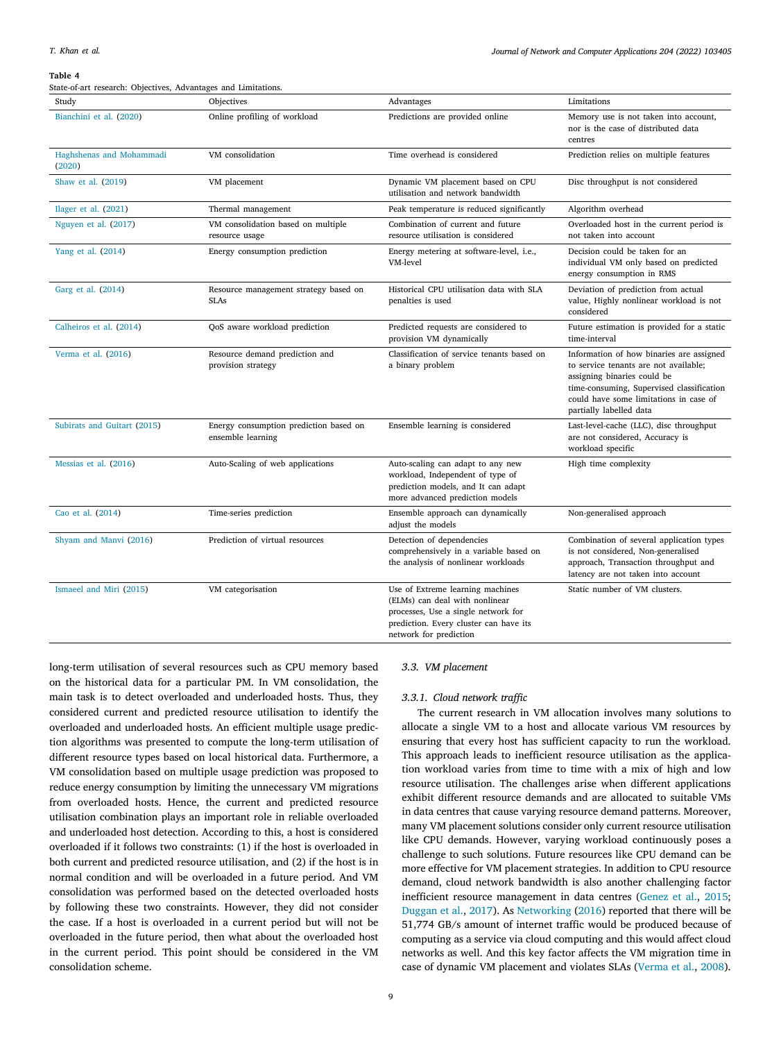**Table 4**
State-of-art research: Objectives, Advantages and Limitations.

| Study | Objectives | Advantages | Limitations |
|---|---|---|---|
| Bianchini et al. (2020) | Online profiling of workload | Predictions are provided online | Memory use is not taken into account, nor is the case of distributed data centres |
| Haghshenas and Mohammadi (2020) | VM consolidation | Time overhead is considered | Prediction relies on multiple features |
| Shaw et al. (2019) | VM placement | Dynamic VM placement based on CPU utilisation and network bandwidth | Disc throughput is not considered |
| Ilager et al. (2021) | Thermal management | Peak temperature is reduced significantly | Algorithm overhead |
| Nguyen et al. (2017) | VM consolidation based on multiple resource usage | Combination of current and future resource utilisation is considered | Overloaded host in the current period is not taken into account |
| Yang et al. (2014) | Energy consumption prediction | Energy metering at software-level, i.e., VM-level | Decision could be taken for an individual VM only based on predicted energy consumption in RMS |
| Garg et al. (2014) | Resource management strategy based on SLAs | Historical CPU utilisation data with SLA penalties is used | Deviation of prediction from actual value, Highly nonlinear workload is not considered |
| Calheiros et al. (2014) | QoS aware workload prediction | Predicted requests are considered to provision VM dynamically | Future estimation is provided for a static time-interval |
| Verma et al. (2016) | Resource demand prediction and provision strategy | Classification of service tenants based on a binary problem | Information of how binaries are assigned to service tenants are not available; assigning binaries could be time-consuming, Supervised classification could have some limitations in case of partially labelled data |
| Subirats and Guitart (2015) | Energy consumption prediction based on ensemble learning | Ensemble learning is considered | Last-level-cache (LLC), disc throughput are not considered, Accuracy is workload specific |
| Messias et al. (2016) | Auto-Scaling of web applications | Auto-scaling can adapt to any new workload, Independent of type of prediction models, and It can adapt more advanced prediction models | High time complexity |
| Cao et al. (2014) | Time-series prediction | Ensemble approach can dynamically adjust the models | Non-generalised approach |
| Shyam and Manvi (2016) | Prediction of virtual resources | Detection of dependencies comprehensively in a variable based on the analysis of nonlinear workloads | Combination of several application types is not considered, Non-generalised approach, Transaction throughput and latency are not taken into account |
| Ismaeel and Miri (2015) | VM categorisation | Use of Extreme learning machines (ELMs) can deal with nonlinear processes, Use a single network for prediction. Every cluster can have its network for prediction | Static number of VM clusters. |

long-term utilisation of several resources such as CPU memory based on the historical data for a particular PM. In VM consolidation, the main task is to detect overloaded and underloaded hosts. Thus, they considered current and predicted resource utilisation to identify the overloaded and underloaded hosts. An efficient multiple usage prediction algorithms was presented to compute the long-term utilisation of different resource types based on local historical data. Furthermore, a VM consolidation based on multiple usage prediction was proposed to reduce energy consumption by limiting the unnecessary VM migrations from overloaded hosts. Hence, the current and predicted resource utilisation combination plays an important role in reliable overloaded and underloaded host detection. According to this, a host is considered overloaded if it follows two constraints: (1) if the host is overloaded in both current and predicted resource utilisation, and (2) if the host is in normal condition and will be overloaded in a future period. And VM consolidation was performed based on the detected overloaded hosts by following these two constraints. However, they did not consider the case. If a host is overloaded in a current period but will not be overloaded in the future period, then what about the overloaded host in the current period. This point should be considered in the VM consolidation scheme.

### 3.3. VM placement

#### 3.3.1. Cloud network traffic

The current research in VM allocation involves many solutions to allocate a single VM to a host and allocate various VM resources by ensuring that every host has sufficient capacity to run the workload. This approach leads to inefficient resource utilisation as the application workload varies from time to time with a mix of high and low resource utilisation. The challenges arise when different applications exhibit different resource demands and are allocated to suitable VMs in data centres that cause varying resource demand patterns. Moreover, many VM placement solutions consider only current resource utilisation like CPU demands. However, varying workload continuously poses a challenge to such solutions. Future resources like CPU demand can be more effective for VM placement strategies. In addition to CPU resource demand, cloud network bandwidth is also another challenging factor inefficient resource management in data centres (Genez et al., 2015; Duggan et al., 2017). As Networking (2016) reported that there will be 51,774 GB/s amount of internet traffic would be produced because of computing as a service via cloud computing and this would affect cloud networks as well. And this key factor affects the VM migration time in case of dynamic VM placement and violates SLAs (Verma et al., 2008).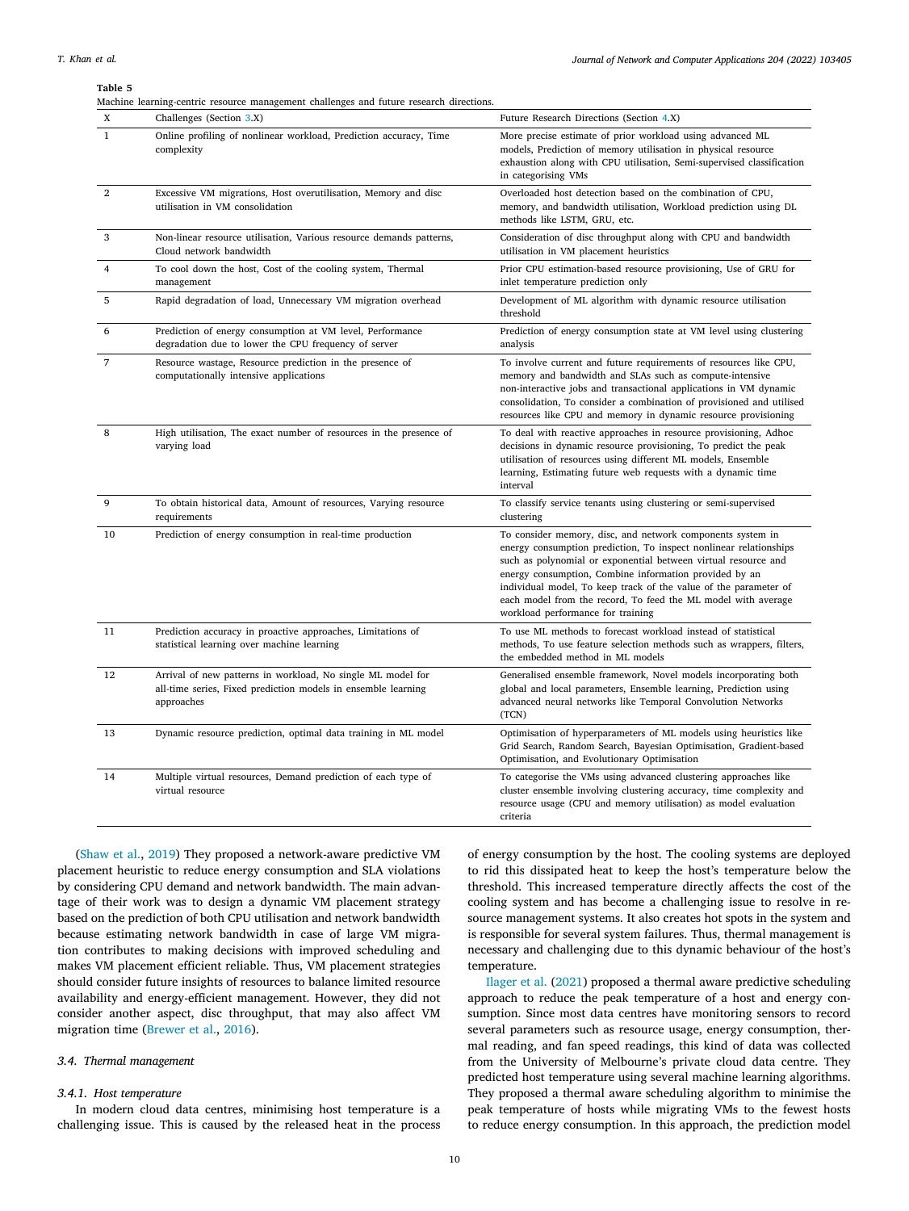**Table 5**
Machine learning-centric resource management challenges and future research directions.

| X | Challenges (Section 3.X) | Future Research Directions (Section 4.X) |
|---|---|---|
| 1 | Online profiling of nonlinear workload, Prediction accuracy, Time complexity | More precise estimate of prior workload using advanced ML models, Prediction of memory utilisation in physical resource exhaustion along with CPU utilisation, Semi-supervised classification in categorising VMs |
| 2 | Excessive VM migrations, Host overutilisation, Memory and disc utilisation in VM consolidation | Overloaded host detection based on the combination of CPU, memory, and bandwidth utilisation, Workload prediction using DL methods like LSTM, GRU, etc. |
| 3 | Non-linear resource utilisation, Various resource demands patterns, Cloud network bandwidth | Consideration of disc throughput along with CPU and bandwidth utilisation in VM placement heuristics |
| 4 | To cool down the host, Cost of the cooling system, Thermal management | Prior CPU estimation-based resource provisioning, Use of GRU for inlet temperature prediction only |
| 5 | Rapid degradation of load, Unnecessary VM migration overhead | Development of ML algorithm with dynamic resource utilisation threshold |
| 6 | Prediction of energy consumption at VM level, Performance degradation due to lower the CPU frequency of server | Prediction of energy consumption state at VM level using clustering analysis |
| 7 | Resource wastage, Resource prediction in the presence of computationally intensive applications | To involve current and future requirements of resources like CPU, memory and bandwidth and SLAs such as compute-intensive non-interactive jobs and transactional applications in VM dynamic consolidation, To consider a combination of provisioned and utilised resources like CPU and memory in dynamic resource provisioning |
| 8 | High utilisation, The exact number of resources in the presence of varying load | To deal with reactive approaches in resource provisioning, Adhoc decisions in dynamic resource provisioning, To predict the peak utilisation of resources using different ML models, Ensemble learning, Estimating future web requests with a dynamic time interval |
| 9 | To obtain historical data, Amount of resources, Varying resource requirements | To classify service tenants using clustering or semi-supervised clustering |
| 10 | Prediction of energy consumption in real-time production | To consider memory, disc, and network components system in energy consumption prediction, To inspect nonlinear relationships such as polynomial or exponential between virtual resource and energy consumption, Combine information provided by an individual model, To keep track of the value of the parameter of each model from the record, To feed the ML model with average workload performance for training |
| 11 | Prediction accuracy in proactive approaches, Limitations of statistical learning over machine learning | To use ML methods to forecast workload instead of statistical methods, To use feature selection methods such as wrappers, filters, the embedded method in ML models |
| 12 | Arrival of new patterns in workload, No single ML model for all-time series, Fixed prediction models in ensemble learning approaches | Generalised ensemble framework, Novel models incorporating both global and local parameters, Ensemble learning, Prediction using advanced neural networks like Temporal Convolution Networks (TCN) |
| 13 | Dynamic resource prediction, optimal data training in ML model | Optimisation of hyperparameters of ML models using heuristics like Grid Search, Random Search, Bayesian Optimisation, Gradient-based Optimisation, and Evolutionary Optimisation |
| 14 | Multiple virtual resources, Demand prediction of each type of virtual resource | To categorise the VMs using advanced clustering approaches like cluster ensemble involving clustering accuracy, time complexity and resource usage (CPU and memory utilisation) as model evaluation criteria |

(Shaw et al., 2019) They proposed a network-aware predictive VM placement heuristic to reduce energy consumption and SLA violations by considering CPU demand and network bandwidth. The main advantage of their work was to design a dynamic VM placement strategy based on the prediction of both CPU utilisation and network bandwidth because estimating network bandwidth in case of large VM migration contributes to making decisions with improved scheduling and makes VM placement efficient reliable. Thus, VM placement strategies should consider future insights of resources to balance limited resource availability and energy-efficient management. However, they did not consider another aspect, disc throughput, that may also affect VM migration time (Brewer et al., 2016).

### 3.4. Thermal management

#### 3.4.1. Host temperature

In modern cloud data centres, minimising host temperature is a challenging issue. This is caused by the released heat in the process of energy consumption by the host. The cooling systems are deployed to rid this dissipated heat to keep the host's temperature below the threshold. This increased temperature directly affects the cost of the cooling system and has become a challenging issue to resolve in resource management systems. It also creates hot spots in the system and is responsible for several system failures. Thus, thermal management is necessary and challenging due to this dynamic behaviour of the host's temperature.

Ilager et al. (2021) proposed a thermal aware predictive scheduling approach to reduce the peak temperature of a host and energy consumption. Since most data centres have monitoring sensors to record several parameters such as resource usage, energy consumption, thermal reading, and fan speed readings, this kind of data was collected from the University of Melbourne's private cloud data centre. They predicted host temperature using several machine learning algorithms. They proposed a thermal aware scheduling algorithm to minimise the peak temperature of hosts while migrating VMs to the fewest hosts to reduce energy consumption. In this approach, the prediction model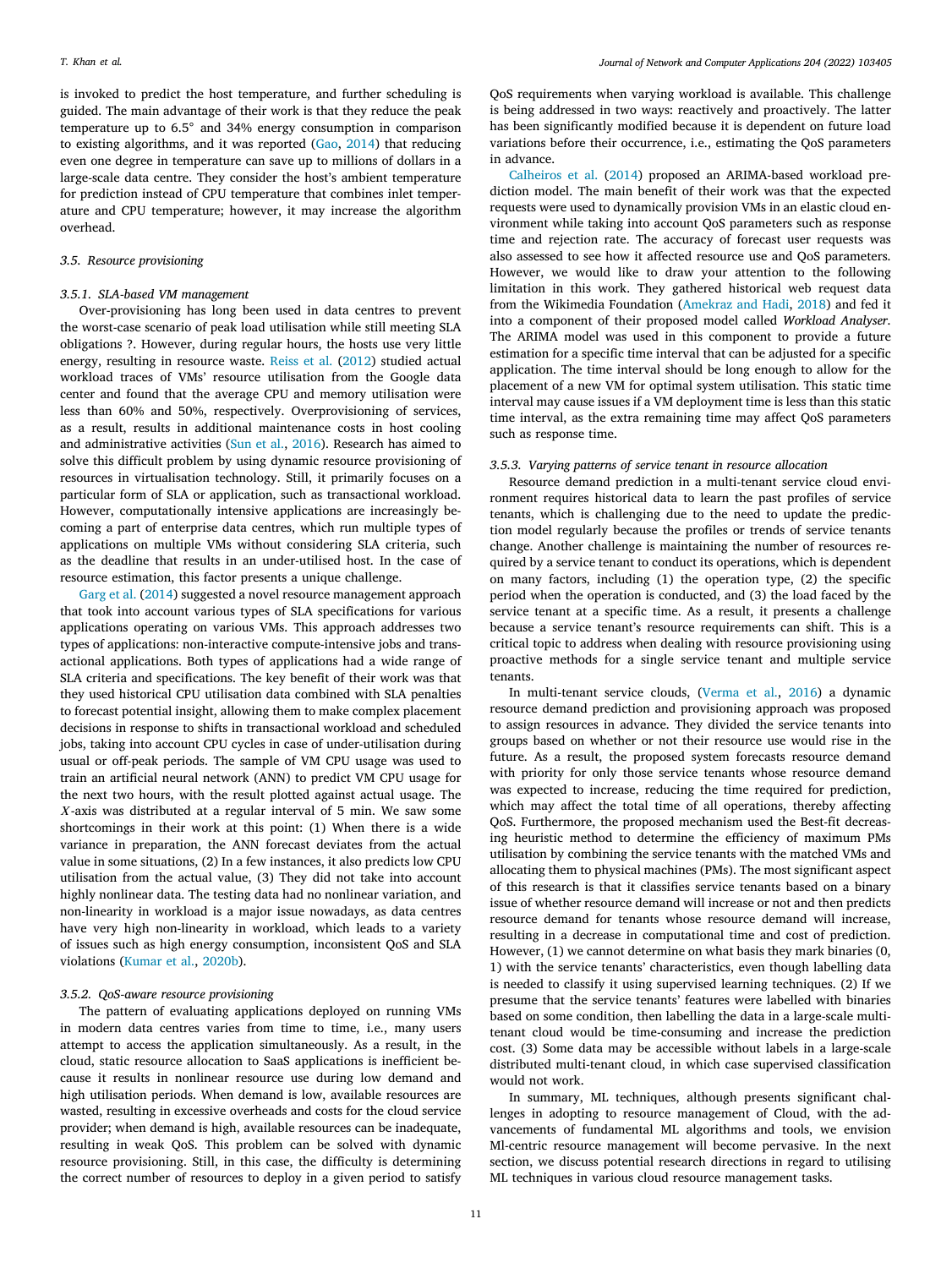is invoked to predict the host temperature, and further scheduling is guided. The main advantage of their work is that they reduce the peak temperature up to 6.5° and 34% energy consumption in comparison to existing algorithms, and it was reported (Gao, 2014) that reducing even one degree in temperature can save up to millions of dollars in a large-scale data centre. They consider the host's ambient temperature for prediction instead of CPU temperature that combines inlet temperature and CPU temperature; however, it may increase the algorithm overhead.

### 3.5. Resource provisioning

#### 3.5.1. SLA-based VM management

Over-provisioning has long been used in data centres to prevent the worst-case scenario of peak load utilisation while still meeting SLA obligations ?. However, during regular hours, the hosts use very little energy, resulting in resource waste. Reiss et al. (2012) studied actual workload traces of VMs' resource utilisation from the Google data center and found that the average CPU and memory utilisation were less than 60% and 50%, respectively. Overprovisioning of services, as a result, results in additional maintenance costs in host cooling and administrative activities (Sun et al., 2016). Research has aimed to solve this difficult problem by using dynamic resource provisioning of resources in virtualisation technology. Still, it primarily focuses on a particular form of SLA or application, such as transactional workload. However, computationally intensive applications are increasingly becoming a part of enterprise data centres, which run multiple types of applications on multiple VMs without considering SLA criteria, such as the deadline that results in an under-utilised host. In the case of resource estimation, this factor presents a unique challenge.

Garg et al. (2014) suggested a novel resource management approach that took into account various types of SLA specifications for various applications operating on various VMs. This approach addresses two types of applications: non-interactive compute-intensive jobs and transactional applications. Both types of applications had a wide range of SLA criteria and specifications. The key benefit of their work was that they used historical CPU utilisation data combined with SLA penalties to forecast potential insight, allowing them to make complex placement decisions in response to shifts in transactional workload and scheduled jobs, taking into account CPU cycles in case of under-utilisation during usual or off-peak periods. The sample of VM CPU usage was used to train an artificial neural network (ANN) to predict VM CPU usage for the next two hours, with the result plotted against actual usage. The $X$-axis was distributed at a regular interval of 5 min. We saw some shortcomings in their work at this point: (1) When there is a wide variance in preparation, the ANN forecast deviates from the actual value in some situations, (2) In a few instances, it also predicts low CPU utilisation from the actual value, (3) They did not take into account highly nonlinear data. The testing data had no nonlinear variation, and non-linearity in workload is a major issue nowadays, as data centres have very high non-linearity in workload, which leads to a variety of issues such as high energy consumption, inconsistent QoS and SLA violations (Kumar et al., 2020b).

#### 3.5.2. QoS-aware resource provisioning

The pattern of evaluating applications deployed on running VMs in modern data centres varies from time to time, i.e., many users attempt to access the application simultaneously. As a result, in the cloud, static resource allocation to SaaS applications is inefficient because it results in nonlinear resource use during low demand and high utilisation periods. When demand is low, available resources are wasted, resulting in excessive overheads and costs for the cloud service provider; when demand is high, available resources can be inadequate, resulting in weak QoS. This problem can be solved with dynamic resource provisioning. Still, in this case, the difficulty is determining the correct number of resources to deploy in a given period to satisfy QoS requirements when varying workload is available. This challenge is being addressed in two ways: reactively and proactively. The latter has been significantly modified because it is dependent on future load variations before their occurrence, i.e., estimating the QoS parameters in advance.

Calheiros et al. (2014) proposed an ARIMA-based workload prediction model. The main benefit of their work was that the expected requests were used to dynamically provision VMs in an elastic cloud environment while taking into account QoS parameters such as response time and rejection rate. The accuracy of forecast user requests was also assessed to see how it affected resource use and QoS parameters. However, we would like to draw your attention to the following limitation in this work. They gathered historical web request data from the Wikimedia Foundation (Amekraz and Hadi, 2018) and fed it into a component of their proposed model called *Workload Analyser*. The ARIMA model was used in this component to provide a future estimation for a specific time interval that can be adjusted for a specific application. The time interval should be long enough to allow for the placement of a new VM for optimal system utilisation. This static time interval may cause issues if a VM deployment time is less than this static time interval, as the extra remaining time may affect QoS parameters such as response time.

#### 3.5.3. Varying patterns of service tenant in resource allocation

Resource demand prediction in a multi-tenant service cloud environment requires historical data to learn the past profiles of service tenants, which is challenging due to the need to update the prediction model regularly because the profiles or trends of service tenants change. Another challenge is maintaining the number of resources required by a service tenant to conduct its operations, which is dependent on many factors, including (1) the operation type, (2) the specific period when the operation is conducted, and (3) the load faced by the service tenant at a specific time. As a result, it presents a challenge because a service tenant's resource requirements can shift. This is a critical topic to address when dealing with resource provisioning using proactive methods for a single service tenant and multiple service tenants.

In multi-tenant service clouds, (Verma et al., 2016) a dynamic resource demand prediction and provisioning approach was proposed to assign resources in advance. They divided the service tenants into groups based on whether or not their resource use would rise in the future. As a result, the proposed system forecasts resource demand with priority for only those service tenants whose resource demand was expected to increase, reducing the time required for prediction, which may affect the total time of all operations, thereby affecting QoS. Furthermore, the proposed mechanism used the Best-fit decreasing heuristic method to determine the efficiency of maximum PMs utilisation by combining the service tenants with the matched VMs and allocating them to physical machines (PMs). The most significant aspect of this research is that it classifies service tenants based on a binary issue of whether resource demand will increase or not and then predicts resource demand for tenants whose resource demand will increase, resulting in a decrease in computational time and cost of prediction. However, (1) we cannot determine on what basis they mark binaries (0, 1) with the service tenants' characteristics, even though labelling data is needed to classify it using supervised learning techniques. (2) If we presume that the service tenants' features were labelled with binaries based on some condition, then labelling the data in a large-scale multi-tenant cloud would be time-consuming and increase the prediction cost. (3) Some data may be accessible without labels in a large-scale distributed multi-tenant cloud, in which case supervised classification would not work.

In summary, ML techniques, although presents significant challenges in adopting to resource management of Cloud, with the advancements of fundamental ML algorithms and tools, we envision Ml-centric resource management will become pervasive. In the next section, we discuss potential research directions in regard to utilising ML techniques in various cloud resource management tasks.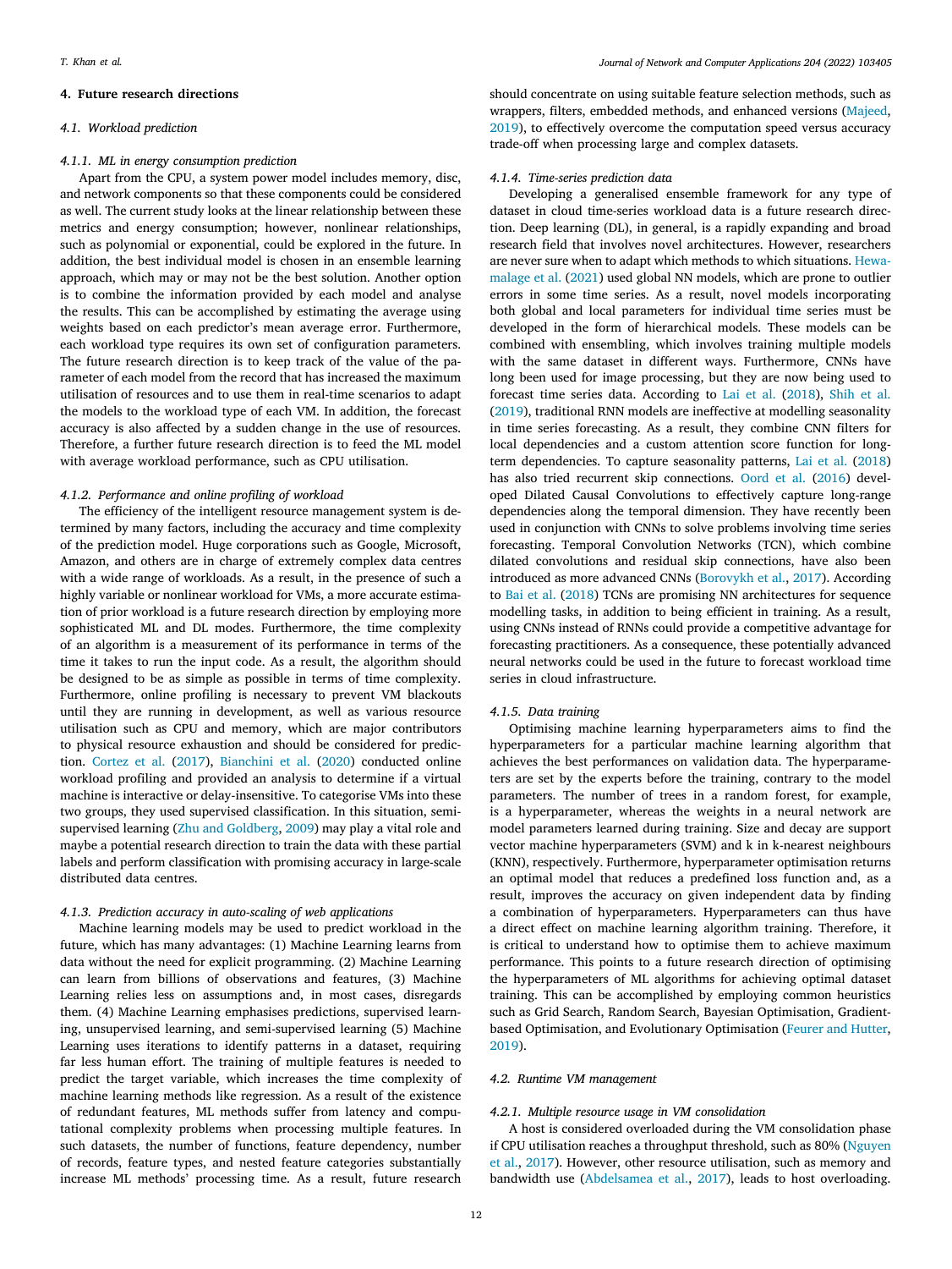## 4. Future research directions

### 4.1. Workload prediction

#### 4.1.1. ML in energy consumption prediction

Apart from the CPU, a system power model includes memory, disc, and network components so that these components could be considered as well. The current study looks at the linear relationship between these metrics and energy consumption; however, nonlinear relationships, such as polynomial or exponential, could be explored in the future. In addition, the best individual model is chosen in an ensemble learning approach, which may or may not be the best solution. Another option is to combine the information provided by each model and analyse the results. This can be accomplished by estimating the average using weights based on each predictor's mean average error. Furthermore, each workload type requires its own set of configuration parameters. The future research direction is to keep track of the value of the parameter of each model from the record that has increased the maximum utilisation of resources and to use them in real-time scenarios to adapt the models to the workload type of each VM. In addition, the forecast accuracy is also affected by a sudden change in the use of resources. Therefore, a further future research direction is to feed the ML model with average workload performance, such as CPU utilisation.

#### 4.1.2. Performance and online profiling of workload

The efficiency of the intelligent resource management system is determined by many factors, including the accuracy and time complexity of the prediction model. Huge corporations such as Google, Microsoft, Amazon, and others are in charge of extremely complex data centres with a wide range of workloads. As a result, in the presence of such a highly variable or nonlinear workload for VMs, a more accurate estimation of prior workload is a future research direction by employing more sophisticated ML and DL modes. Furthermore, the time complexity of an algorithm is a measurement of its performance in terms of the time it takes to run the input code. As a result, the algorithm should be designed to be as simple as possible in terms of time complexity. Furthermore, online profiling is necessary to prevent VM blackouts until they are running in development, as well as various resource utilisation such as CPU and memory, which are major contributors to physical resource exhaustion and should be considered for prediction. Cortez et al. (2017), Bianchini et al. (2020) conducted online workload profiling and provided an analysis to determine if a virtual machine is interactive or delay-insensitive. To categorise VMs into these two groups, they used supervised classification. In this situation, semi-supervised learning (Zhu and Goldberg, 2009) may play a vital role and maybe a potential research direction to train the data with these partial labels and perform classification with promising accuracy in large-scale distributed data centres.

#### 4.1.3. Prediction accuracy in auto-scaling of web applications

Machine learning models may be used to predict workload in the future, which has many advantages: (1) Machine Learning learns from data without the need for explicit programming. (2) Machine Learning can learn from billions of observations and features, (3) Machine Learning relies less on assumptions and, in most cases, disregards them. (4) Machine Learning emphasises predictions, supervised learning, unsupervised learning, and semi-supervised learning (5) Machine Learning uses iterations to identify patterns in a dataset, requiring far less human effort. The training of multiple features is needed to predict the target variable, which increases the time complexity of machine learning methods like regression. As a result of the existence of redundant features, ML methods suffer from latency and computational complexity problems when processing multiple features. In such datasets, the number of functions, feature dependency, number of records, feature types, and nested feature categories substantially increase ML methods' processing time. As a result, future research should concentrate on using suitable feature selection methods, such as wrappers, filters, embedded methods, and enhanced versions (Majeed, 2019), to effectively overcome the computation speed versus accuracy trade-off when processing large and complex datasets.

#### 4.1.4. Time-series prediction data

Developing a generalised ensemble framework for any type of dataset in cloud time-series workload data is a future research direction. Deep learning (DL), in general, is a rapidly expanding and broad research field that involves novel architectures. However, researchers are never sure when to adapt which methods to which situations. Hewamalage et al. (2021) used global NN models, which are prone to outlier errors in some time series. As a result, novel models incorporating both global and local parameters for individual time series must be developed in the form of hierarchical models. These models can be combined with ensembling, which involves training multiple models with the same dataset in different ways. Furthermore, CNNs have long been used for image processing, but they are now being used to forecast time series data. According to Lai et al. (2018), Shih et al. (2019), traditional RNN models are ineffective at modelling seasonality in time series forecasting. As a result, they combine CNN filters for local dependencies and a custom attention score function for long-term dependencies. To capture seasonality patterns, Lai et al. (2018) has also tried recurrent skip connections. Oord et al. (2016) developed Dilated Causal Convolutions to effectively capture long-range dependencies along the temporal dimension. They have recently been used in conjunction with CNNs to solve problems involving time series forecasting. Temporal Convolution Networks (TCN), which combine dilated convolutions and residual skip connections, have also been introduced as more advanced CNNs (Borovykh et al., 2017). According to Bai et al. (2018) TCNs are promising NN architectures for sequence modelling tasks, in addition to being efficient in training. As a result, using CNNs instead of RNNs could provide a competitive advantage for forecasting practitioners. As a consequence, these potentially advanced neural networks could be used in the future to forecast workload time series in cloud infrastructure.

#### 4.1.5. Data training

Optimising machine learning hyperparameters aims to find the hyperparameters for a particular machine learning algorithm that achieves the best performances on validation data. The hyperparameters are set by the experts before the training, contrary to the model parameters. The number of trees in a random forest, for example, is a hyperparameter, whereas the weights in a neural network are model parameters learned during training. Size and decay are support vector machine hyperparameters (SVM) and k in k-nearest neighbours (KNN), respectively. Furthermore, hyperparameter optimisation returns an optimal model that reduces a predefined loss function and, as a result, improves the accuracy on given independent data by finding a combination of hyperparameters. Hyperparameters can thus have a direct effect on machine learning algorithm training. Therefore, it is critical to understand how to optimise them to achieve maximum performance. This points to a future research direction of optimising the hyperparameters of ML algorithms for achieving optimal dataset training. This can be accomplished by employing common heuristics such as Grid Search, Random Search, Bayesian Optimisation, Gradient-based Optimisation, and Evolutionary Optimisation (Feurer and Hutter, 2019).

### 4.2. Runtime VM management

#### 4.2.1. Multiple resource usage in VM consolidation

A host is considered overloaded during the VM consolidation phase if CPU utilisation reaches a throughput threshold, such as 80% (Nguyen et al., 2017). However, other resource utilisation, such as memory and bandwidth use (Abdelsamea et al., 2017), leads to host overloading.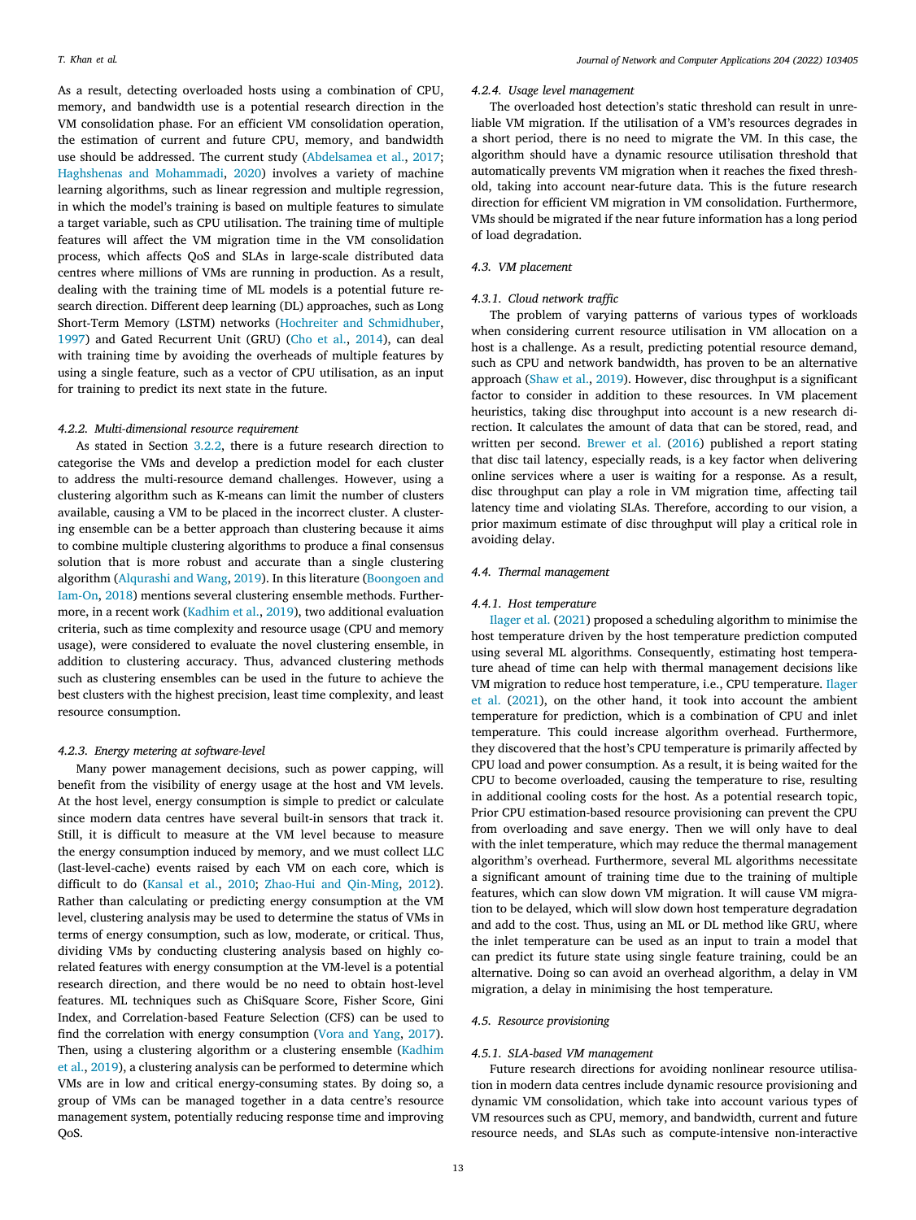As a result, detecting overloaded hosts using a combination of CPU, memory, and bandwidth use is a potential research direction in the VM consolidation phase. For an efficient VM consolidation operation, the estimation of current and future CPU, memory, and bandwidth use should be addressed. The current study (Abdelsamea et al., 2017; Haghshenas and Mohammadi, 2020) involves a variety of machine learning algorithms, such as linear regression and multiple regression, in which the model's training is based on multiple features to simulate a target variable, such as CPU utilisation. The training time of multiple features will affect the VM migration time in the VM consolidation process, which affects QoS and SLAs in large-scale distributed data centres where millions of VMs are running in production. As a result, dealing with the training time of ML models is a potential future research direction. Different deep learning (DL) approaches, such as Long Short-Term Memory (LSTM) networks (Hochreiter and Schmidhuber, 1997) and Gated Recurrent Unit (GRU) (Cho et al., 2014), can deal with training time by avoiding the overheads of multiple features by using a single feature, such as a vector of CPU utilisation, as an input for training to predict its next state in the future.

#### *4.2.2. Multi-dimensional resource requirement*

As stated in Section 3.2.2, there is a future research direction to categorise the VMs and develop a prediction model for each cluster to address the multi-resource demand challenges. However, using a clustering algorithm such as K-means can limit the number of clusters available, causing a VM to be placed in the incorrect cluster. A clustering ensemble can be a better approach than clustering because it aims to combine multiple clustering algorithms to produce a final consensus solution that is more robust and accurate than a single clustering algorithm (Alqurashi and Wang, 2019). In this literature (Boongoen and Iam-On, 2018) mentions several clustering ensemble methods. Furthermore, in a recent work (Kadhim et al., 2019), two additional evaluation criteria, such as time complexity and resource usage (CPU and memory usage), were considered to evaluate the novel clustering ensemble, in addition to clustering accuracy. Thus, advanced clustering methods such as clustering ensembles can be used in the future to achieve the best clusters with the highest precision, least time complexity, and least resource consumption.

#### *4.2.3. Energy metering at software-level*

Many power management decisions, such as power capping, will benefit from the visibility of energy usage at the host and VM levels. At the host level, energy consumption is simple to predict or calculate since modern data centres have several built-in sensors that track it. Still, it is difficult to measure at the VM level because to measure the energy consumption induced by memory, and we must collect LLC (last-level-cache) events raised by each VM on each core, which is difficult to do (Kansal et al., 2010; Zhao-Hui and Qin-Ming, 2012). Rather than calculating or predicting energy consumption at the VM level, clustering analysis may be used to determine the status of VMs in terms of energy consumption, such as low, moderate, or critical. Thus, dividing VMs by conducting clustering analysis based on highly co-related features with energy consumption at the VM-level is a potential research direction, and there would be no need to obtain host-level features. ML techniques such as ChiSquare Score, Fisher Score, Gini Index, and Correlation-based Feature Selection (CFS) can be used to find the correlation with energy consumption (Vora and Yang, 2017). Then, using a clustering algorithm or a clustering ensemble (Kadhim et al., 2019), a clustering analysis can be performed to determine which VMs are in low and critical energy-consuming states. By doing so, a group of VMs can be managed together in a data centre's resource management system, potentially reducing response time and improving QoS.

#### *4.2.4. Usage level management*

The overloaded host detection's static threshold can result in unreliable VM migration. If the utilisation of a VM's resources degrades in a short period, there is no need to migrate the VM. In this case, the algorithm should have a dynamic resource utilisation threshold that automatically prevents VM migration when it reaches the fixed threshold, taking into account near-future data. This is the future research direction for efficient VM migration in VM consolidation. Furthermore, VMs should be migrated if the near future information has a long period of load degradation.

### *4.3. VM placement*

#### *4.3.1. Cloud network traffic*

The problem of varying patterns of various types of workloads when considering current resource utilisation in VM allocation on a host is a challenge. As a result, predicting potential resource demand, such as CPU and network bandwidth, has proven to be an alternative approach (Shaw et al., 2019). However, disc throughput is a significant factor to consider in addition to these resources. In VM placement heuristics, taking disc throughput into account is a new research direction. It calculates the amount of data that can be stored, read, and written per second. Brewer et al. (2016) published a report stating that disc tail latency, especially reads, is a key factor when delivering online services where a user is waiting for a response. As a result, disc throughput can play a role in VM migration time, affecting tail latency time and violating SLAs. Therefore, according to our vision, a prior maximum estimate of disc throughput will play a critical role in avoiding delay.

### *4.4. Thermal management*

#### *4.4.1. Host temperature*

Ilager et al. (2021) proposed a scheduling algorithm to minimise the host temperature driven by the host temperature prediction computed using several ML algorithms. Consequently, estimating host temperature ahead of time can help with thermal management decisions like VM migration to reduce host temperature, i.e., CPU temperature. Ilager et al. (2021), on the other hand, it took into account the ambient temperature for prediction, which is a combination of CPU and inlet temperature. This could increase algorithm overhead. Furthermore, they discovered that the host's CPU temperature is primarily affected by CPU load and power consumption. As a result, it is being waited for the CPU to become overloaded, causing the temperature to rise, resulting in additional cooling costs for the host. As a potential research topic, Prior CPU estimation-based resource provisioning can prevent the CPU from overloading and save energy. Then we will only have to deal with the inlet temperature, which may reduce the thermal management algorithm's overhead. Furthermore, several ML algorithms necessitate a significant amount of training time due to the training of multiple features, which can slow down VM migration. It will cause VM migration to be delayed, which will slow down host temperature degradation and add to the cost. Thus, using an ML or DL method like GRU, where the inlet temperature can be used as an input to train a model that can predict its future state using single feature training, could be an alternative. Doing so can avoid an overhead algorithm, a delay in VM migration, a delay in minimising the host temperature.

### *4.5. Resource provisioning*

#### *4.5.1. SLA-based VM management*

Future research directions for avoiding nonlinear resource utilisation in modern data centres include dynamic resource provisioning and dynamic VM consolidation, which take into account various types of VM resources such as CPU, memory, and bandwidth, current and future resource needs, and SLAs such as compute-intensive non-interactive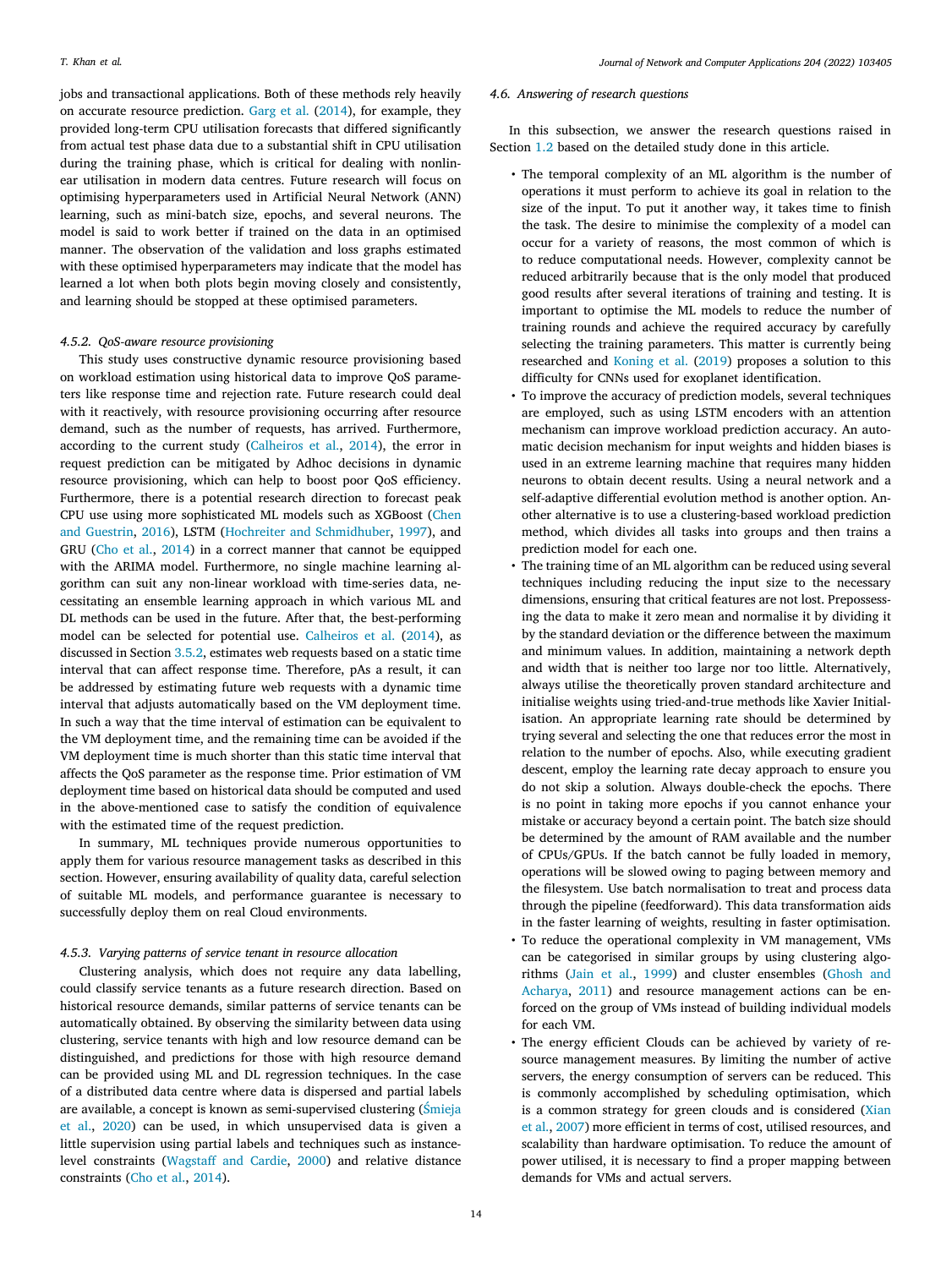jobs and transactional applications. Both of these methods rely heavily on accurate resource prediction. Garg et al. (2014), for example, they provided long-term CPU utilisation forecasts that differed significantly from actual test phase data due to a substantial shift in CPU utilisation during the training phase, which is critical for dealing with nonlinear utilisation in modern data centres. Future research will focus on optimising hyperparameters used in Artificial Neural Network (ANN) learning, such as mini-batch size, epochs, and several neurons. The model is said to work better if trained on the data in an optimised manner. The observation of the validation and loss graphs estimated with these optimised hyperparameters may indicate that the model has learned a lot when both plots begin moving closely and consistently, and learning should be stopped at these optimised parameters.

#### 4.5.2. QoS-aware resource provisioning

This study uses constructive dynamic resource provisioning based on workload estimation using historical data to improve QoS parameters like response time and rejection rate. Future research could deal with it reactively, with resource provisioning occurring after resource demand, such as the number of requests, has arrived. Furthermore, according to the current study (Calheiros et al., 2014), the error in request prediction can be mitigated by Adhoc decisions in dynamic resource provisioning, which can help to boost poor QoS efficiency. Furthermore, there is a potential research direction to forecast peak CPU use using more sophisticated ML models such as XGBoost (Chen and Guestrin, 2016), LSTM (Hochreiter and Schmidhuber, 1997), and GRU (Cho et al., 2014) in a correct manner that cannot be equipped with the ARIMA model. Furthermore, no single machine learning algorithm can suit any non-linear workload with time-series data, necessitating an ensemble learning approach in which various ML and DL methods can be used in the future. After that, the best-performing model can be selected for potential use. Calheiros et al. (2014), as discussed in Section 3.5.2, estimates web requests based on a static time interval that can affect response time. Therefore, pAs a result, it can be addressed by estimating future web requests with a dynamic time interval that adjusts automatically based on the VM deployment time. In such a way that the time interval of estimation can be equivalent to the VM deployment time, and the remaining time can be avoided if the VM deployment time is much shorter than this static time interval that affects the QoS parameter as the response time. Prior estimation of VM deployment time based on historical data should be computed and used in the above-mentioned case to satisfy the condition of equivalence with the estimated time of the request prediction.

In summary, ML techniques provide numerous opportunities to apply them for various resource management tasks as described in this section. However, ensuring availability of quality data, careful selection of suitable ML models, and performance guarantee is necessary to successfully deploy them on real Cloud environments.

#### 4.5.3. Varying patterns of service tenant in resource allocation

Clustering analysis, which does not require any data labelling, could classify service tenants as a future research direction. Based on historical resource demands, similar patterns of service tenants can be automatically obtained. By observing the similarity between data using clustering, service tenants with high and low resource demand can be distinguished, and predictions for those with high resource demand can be provided using ML and DL regression techniques. In the case of a distributed data centre where data is dispersed and partial labels are available, a concept is known as semi-supervised clustering (Śmieja et al., 2020) can be used, in which unsupervised data is given a little supervision using partial labels and techniques such as instance-level constraints (Wagstaff and Cardie, 2000) and relative distance constraints (Cho et al., 2014).

### 4.6. Answering of research questions

In this subsection, we answer the research questions raised in Section 1.2 based on the detailed study done in this article.

- The temporal complexity of an ML algorithm is the number of operations it must perform to achieve its goal in relation to the size of the input. To put it another way, it takes time to finish the task. The desire to minimise the complexity of a model can occur for a variety of reasons, the most common of which is to reduce computational needs. However, complexity cannot be reduced arbitrarily because that is the only model that produced good results after several iterations of training and testing. It is important to optimise the ML models to reduce the number of training rounds and achieve the required accuracy by carefully selecting the training parameters. This matter is currently being researched and Koning et al. (2019) proposes a solution to this difficulty for CNNs used for exoplanet identification.
- To improve the accuracy of prediction models, several techniques are employed, such as using LSTM encoders with an attention mechanism can improve workload prediction accuracy. An automatic decision mechanism for input weights and hidden biases is used in an extreme learning machine that requires many hidden neurons to obtain decent results. Using a neural network and a self-adaptive differential evolution method is another option. Another alternative is to use a clustering-based workload prediction method, which divides all tasks into groups and then trains a prediction model for each one.
- The training time of an ML algorithm can be reduced using several techniques including reducing the input size to the necessary dimensions, ensuring that critical features are not lost. Prepossessing the data to make it zero mean and normalise it by dividing it by the standard deviation or the difference between the maximum and minimum values. In addition, maintaining a network depth and width that is neither too large nor too little. Alternatively, always utilise the theoretically proven standard architecture and initialise weights using tried-and-true methods like Xavier Initialisation. An appropriate learning rate should be determined by trying several and selecting the one that reduces error the most in relation to the number of epochs. Also, while executing gradient descent, employ the learning rate decay approach to ensure you do not skip a solution. Always double-check the epochs. There is no point in taking more epochs if you cannot enhance your mistake or accuracy beyond a certain point. The batch size should be determined by the amount of RAM available and the number of CPUs/GPUs. If the batch cannot be fully loaded in memory, operations will be slowed owing to paging between memory and the filesystem. Use batch normalisation to treat and process data through the pipeline (feedforward). This data transformation aids in the faster learning of weights, resulting in faster optimisation.
- To reduce the operational complexity in VM management, VMs can be categorised in similar groups by using clustering algorithms (Jain et al., 1999) and cluster ensembles (Ghosh and Acharya, 2011) and resource management actions can be enforced on the group of VMs instead of building individual models for each VM.
- The energy efficient Clouds can be achieved by variety of resource management measures. By limiting the number of active servers, the energy consumption of servers can be reduced. This is commonly accomplished by scheduling optimisation, which is a common strategy for green clouds and is considered (Xian et al., 2007) more efficient in terms of cost, utilised resources, and scalability than hardware optimisation. To reduce the amount of power utilised, it is necessary to find a proper mapping between demands for VMs and actual servers.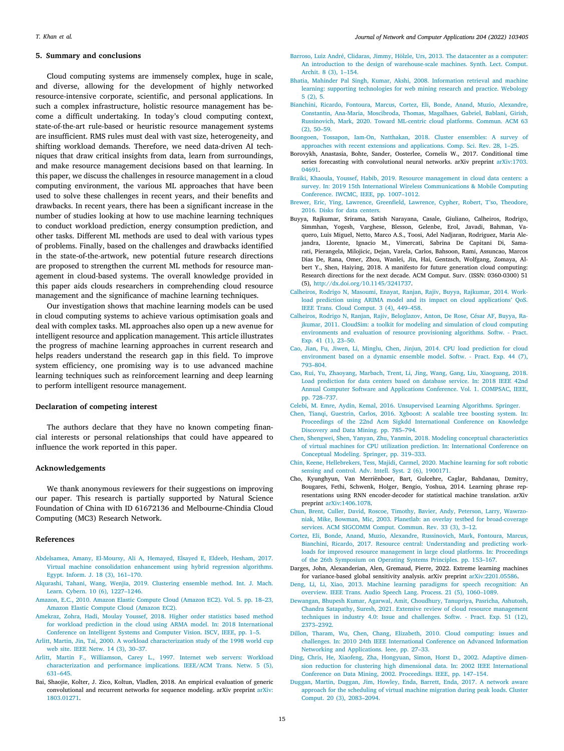## 5. Summary and conclusions

Cloud computing systems are immensely complex, huge in scale, and diverse, allowing for the development of highly networked resource-intensive corporate, scientific, and personal applications. In such a complex infrastructure, holistic resource management has become a difficult undertaking. In today's cloud computing context, state-of-the-art rule-based or heuristic resource management systems are insufficient. RMS rules must deal with vast size, heterogeneity, and shifting workload demands. Therefore, we need data-driven AI techniques that draw critical insights from data, learn from surroundings, and make resource management decisions based on that learning. In this paper, we discuss the challenges in resource management in a cloud computing environment, the various ML approaches that have been used to solve these challenges in recent years, and their benefits and drawbacks. In recent years, there has been a significant increase in the number of studies looking at how to use machine learning techniques to conduct workload prediction, energy consumption prediction, and other tasks. Different ML methods are used to deal with various types of problems. Finally, based on the challenges and drawbacks identified in the state-of-the-artwork, new potential future research directions are proposed to strengthen the current ML methods for resource management in cloud-based systems. The overall knowledge provided in this paper aids clouds researchers in comprehending cloud resource management and the significance of machine learning techniques.

Our investigation shows that machine learning models can be used in cloud computing systems to achieve various optimisation goals and deal with complex tasks. ML approaches also open up a new avenue for intelligent resource and application management. This article illustrates the progress of machine learning approaches in current research and helps readers understand the research gap in this field. To improve system efficiency, one promising way is to use advanced machine learning techniques such as reinforcement learning and deep learning to perform intelligent resource management.

## Declaration of competing interest

The authors declare that they have no known competing financial interests or personal relationships that could have appeared to influence the work reported in this paper.

## Acknowledgements

We thank anonymous reviewers for their suggestions on improving our paper. This research is partially supported by Natural Science Foundation of China with ID 61672136 and Melbourne-Chindia Cloud Computing (MC3) Research Network.

## References

Abdelsamea, Amany, El-Moursy, Ali A, Hemayed, Elsayed E, Eldeeb, Hesham, 2017. Virtual machine consolidation enhancement using hybrid regression algorithms. Egypt. Inform. J. 18 (3), 161–170.

Alqurashi, Tahani, Wang, Wenjia, 2019. Clustering ensemble method. Int. J. Mach. Learn. Cybern. 10 (6), 1227–1246.

Amazon, E.C., 2010. Amazon Elastic Compute Cloud (Amazon EC2). Vol. 5. pp. 18–23, Amazon Elastic Compute Cloud (Amazon EC2).

Amekraz, Zohra, Hadi, Moulay Youssef, 2018. Higher order statistics based method for workload prediction in the cloud using ARMA model. In: 2018 International Conference on Intelligent Systems and Computer Vision. ISCV, IEEE, pp. 1–5.

Arlitt, Martin, Jin, Tai, 2000. A workload characterization study of the 1998 world cup web site. IEEE Netw. 14 (3), 30–37.

Arlitt, Martin F., Williamson, Carey L., 1997. Internet web servers: Workload characterization and performance implications. IEEE/ACM Trans. Netw. 5 (5), 631–645.

Bai, Shaojie, Kolter, J. Zico, Koltun, Vladlen, 2018. An empirical evaluation of generic convolutional and recurrent networks for sequence modeling. arXiv preprint arXiv:1803.01271.

Barroso, Luiz André, Clidaras, Jimmy, Hölzle, Urs, 2013. The datacenter as a computer: An introduction to the design of warehouse-scale machines. Synth. Lect. Comput. Archit. 8 (3), 1–154.

Bhatia, Mahinder Pal Singh, Kumar, Akshi, 2008. Information retrieval and machine learning: supporting technologies for web mining research and practice. Webology 5 (2), 5.

Bianchini, Ricardo, Fontoura, Marcus, Cortez, Eli, Bonde, Anand, Muzio, Alexandre, Constantin, Ana-Maria, Moscibroda, Thomas, Magalhaes, Gabriel, Bablani, Girish, Russinovich, Mark, 2020. Toward ML-centric cloud platforms. Commun. ACM 63 (2), 50–59.

Boongoen, Tossapon, Iam-On, Natthakan, 2018. Cluster ensembles: A survey of approaches with recent extensions and applications. Comp. Sci. Rev. 28, 1–25.

Borovykh, Anastasia, Bohte, Sander, Oosterlee, Cornelis W., 2017. Conditional time series forecasting with convolutional neural networks. arXiv preprint arXiv:1703.04691.

Braiki, Khaoula, Youssef, Habib, 2019. Resource management in cloud data centers: a survey. In: 2019 15th International Wireless Communications & Mobile Computing Conference. IWCMC, IEEE, pp. 1007–1012.

Brewer, Eric, Ying, Lawrence, Greenfield, Lawrence, Cypher, Robert, T'so, Theodore, 2016. Disks for data centers.

Buyya, Rajkumar, Srirama, Satish Narayana, Casale, Giuliano, Calheiros, Rodrigo, Simmhan, Yogesh, Varghese, Blesson, Gelenbe, Erol, Javadi, Bahman, Vaquero, Luis Miguel, Netto, Marco A.S., Toosi, Adel Nadjaran, Rodriguez, Maria Alejandra, Llorente, Ignacio M., Vimercati, Sabrina De Capitani Di, Samarati, Pierangela, Milojicic, Dejan, Varela, Carlos, Bahsoon, Rami, Assuncao, Marcos Dias De, Rana, Omer, Zhou, Wanlei, Jin, Hai, Gentzsch, Wolfgang, Zomaya, Albert Y., Shen, Haiying, 2018. A manifesto for future generation cloud computing: Research directions for the next decade. ACM Comput. Surv. (ISSN: 0360-0300) 51 (5), http://dx.doi.org/10.1145/3241737.

Calheiros, Rodrigo N, Masoumi, Enayat, Ranjan, Rajiv, Buyya, Rajkumar, 2014. Workload prediction using ARIMA model and its impact on cloud applications' QoS. IEEE Trans. Cloud Comput. 3 (4), 449–458.

Calheiros, Rodrigo N, Ranjan, Rajiv, Beloglazov, Anton, De Rose, César AF, Buyya, Rajkumar, 2011. CloudSim: a toolkit for modeling and simulation of cloud computing environments and evaluation of resource provisioning algorithms. Softw. - Pract. Exp. 41 (1), 23–50.

Cao, Jian, Fu, Jiwen, Li, Minglu, Chen, Jinjun, 2014. CPU load prediction for cloud environment based on a dynamic ensemble model. Softw. - Pract. Exp. 44 (7), 793–804.

Cao, Rui, Yu, Zhaoyang, Marbach, Trent, Li, Jing, Wang, Gang, Liu, Xiaoguang, 2018. Load prediction for data centers based on database service. In: 2018 IEEE 42nd Annual Computer Software and Applications Conference. Vol. 1. COMPSAC, IEEE, pp. 728–737.

Celebi, M. Emre, Aydin, Kemal, 2016. Unsupervised Learning Algorithms. Springer.

Chen, Tianqi, Guestrin, Carlos, 2016. Xgboost: A scalable tree boosting system. In: Proceedings of the 22nd Acm Sigkdd International Conference on Knowledge Discovery and Data Mining. pp. 785–794.

Chen, Shengwei, Shen, Yanyan, Zhu, Yanmin, 2018. Modeling conceptual characteristics of virtual machines for CPU utilization prediction. In: International Conference on Conceptual Modeling. Springer, pp. 319–333.

Chin, Keene, Hellebrekers, Tess, Majidi, Carmel, 2020. Machine learning for soft robotic sensing and control. Adv. Intell. Syst. 2 (6), 1900171.

Cho, Kyunghyun, Van Merriënboer, Bart, Gulcehre, Caglar, Bahdanau, Dzmitry, Bougares, Fethi, Schwenk, Holger, Bengio, Yoshua, 2014. Learning phrase representations using RNN encoder-decoder for statistical machine translation. arXiv preprint arXiv:1406.1078.

Chun, Brent, Culler, David, Roscoe, Timothy, Bavier, Andy, Peterson, Larry, Wawrzoniak, Mike, Bowman, Mic, 2003. Planetlab: an overlay testbed for broad-coverage services. ACM SIGCOMM Comput. Commun. Rev. 33 (3), 3–12.

Cortez, Eli, Bonde, Anand, Muzio, Alexandre, Russinovich, Mark, Fontoura, Marcus, Bianchini, Ricardo, 2017. Resource central: Understanding and predicting workloads for improved resource management in large cloud platforms. In: Proceedings of the 26th Symposium on Operating Systems Principles. pp. 153–167.

Darges, John, Alexanderian, Alen, Gremaud, Pierre, 2022. Extreme learning machines for variance-based global sensitivity analysis. arXiv preprint arXiv:2201.05586.

Deng, Li, Li, Xiao, 2013. Machine learning paradigms for speech recognition: An overview. IEEE Trans. Audio Speech Lang. Process. 21 (5), 1060–1089.

Dewangan, Bhupesh Kumar, Agarwal, Amit, Choudhury, Tanupriya, Pasricha, Ashutosh, Chandra Satapathy, Suresh, 2021. Extensive review of cloud resource management techniques in industry 4.0: Issue and challenges. Softw. - Pract. Exp. 51 (12), 2373–2392.

Dillon, Tharam, Wu, Chen, Chang, Elizabeth, 2010. Cloud computing: issues and challenges. In: 2010 24th IEEE International Conference on Advanced Information Networking and Applications. Ieee, pp. 27–33.

Ding, Chris, He, Xiaofeng, Zha, Hongyuan, Simon, Horst D., 2002. Adaptive dimension reduction for clustering high dimensional data. In: 2002 IEEE International Conference on Data Mining, 2002. Proceedings. IEEE, pp. 147–154.

Duggan, Martin, Duggan, Jim, Howley, Enda, Barrett, Enda, 2017. A network aware approach for the scheduling of virtual machine migration during peak loads. Cluster Comput. 20 (3), 2083–2094.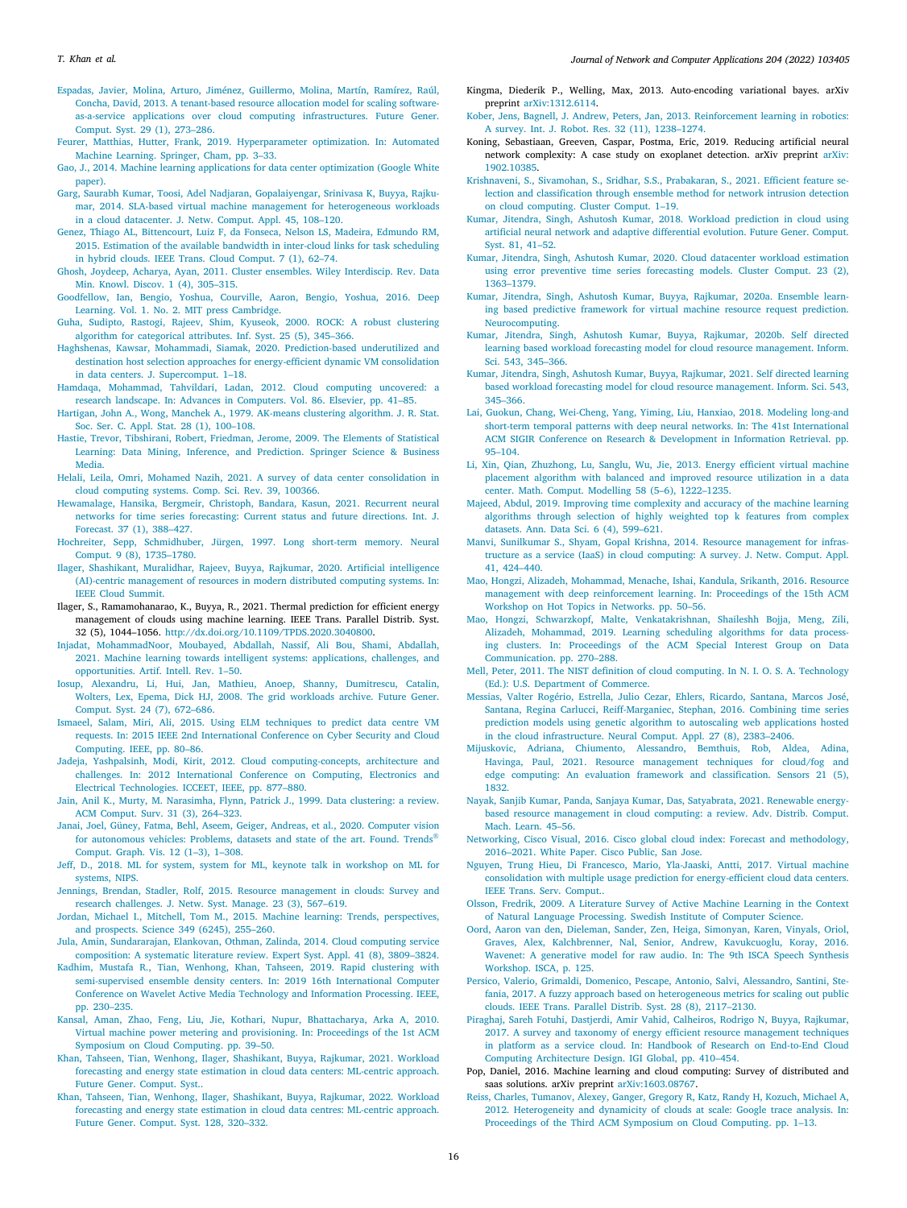Espadas, Javier, Molina, Arturo, Jiménez, Guillermo, Molina, Martín, Ramírez, Raúl, Concha, David, 2013. A tenant-based resource allocation model for scaling software-as-a-service applications over cloud computing infrastructures. Future Gener. Comput. Syst. 29 (1), 273–286.

Feurer, Matthias, Hutter, Frank, 2019. Hyperparameter optimization. In: Automated Machine Learning. Springer, Cham, pp. 3–33.

Gao, J., 2014. Machine learning applications for data center optimization (Google White paper).

Garg, Saurabh Kumar, Toosi, Adel Nadjaran, Gopalaiyengar, Srinivasa K, Buyya, Rajkumar, 2014. SLA-based virtual machine management for heterogeneous workloads in a cloud datacenter. J. Netw. Comput. Appl. 45, 108–120.

Genez, Thiago AL, Bittencourt, Luiz F, da Fonseca, Nelson LS, Madeira, Edmundo RM, 2015. Estimation of the available bandwidth in inter-cloud links for task scheduling in hybrid clouds. IEEE Trans. Cloud Comput. 7 (1), 62–74.

Ghosh, Joydeep, Acharya, Ayan, 2011. Cluster ensembles. Wiley Interdiscip. Rev. Data Min. Knowl. Discov. 1 (4), 305–315.

Goodfellow, Ian, Bengio, Yoshua, Courville, Aaron, Bengio, Yoshua, 2016. Deep Learning. Vol. 1. No. 2. MIT press Cambridge.

Guha, Sudipto, Rastogi, Rajeev, Shim, Kyuseok, 2000. ROCK: A robust clustering algorithm for categorical attributes. Inf. Syst. 25 (5), 345–366.

Haghshenas, Kawsar, Mohammadi, Siamak, 2020. Prediction-based underutilized and destination host selection approaches for energy-efficient dynamic VM consolidation in data centers. J. Supercomput. 1–18.

Hamdaqa, Mohammad, Tahvildari, Ladan, 2012. Cloud computing uncovered: a research landscape. In: Advances in Computers. Vol. 86. Elsevier, pp. 41–85.

Hartigan, John A., Wong, Manchek A., 1979. AK-means clustering algorithm. J. R. Stat. Soc. Ser. C. Appl. Stat. 28 (1), 100–108.

Hastie, Trevor, Tibshirani, Robert, Friedman, Jerome, 2009. The Elements of Statistical Learning: Data Mining, Inference, and Prediction. Springer Science & Business Media.

Helali, Leila, Omri, Mohamed Nazih, 2021. A survey of data center consolidation in cloud computing systems. Comp. Sci. Rev. 39, 100366.

Hewamalage, Hansika, Bergmeir, Christoph, Bandara, Kasun, 2021. Recurrent neural networks for time series forecasting: Current status and future directions. Int. J. Forecast. 37 (1), 388–427.

Hochreiter, Sepp, Schmidhuber, Jürgen, 1997. Long short-term memory. Neural Comput. 9 (8), 1735–1780.

Ilager, Shashikant, Muralidhar, Rajeev, Buyya, Rajkumar, 2020. Artificial intelligence (AI)-centric management of resources in modern distributed computing systems. In: IEEE Cloud Summit.

Ilager, S., Ramamohanarao, K., Buyya, R., 2021. Thermal prediction for efficient energy management of clouds using machine learning. IEEE Trans. Parallel Distrib. Syst. 32 (5), 1044–1056. http://dx.doi.org/10.1109/TPDS.2020.3040800.

Injadat, MohammadNoor, Moubayed, Abdallah, Nassif, Ali Bou, Shami, Abdallah, 2021. Machine learning towards intelligent systems: applications, challenges, and opportunities. Artif. Intell. Rev. 1–50.

Iosup, Alexandru, Li, Hui, Jan, Mathieu, Anoep, Shanny, Dumitrescu, Catalin, Wolters, Lex, Epema, Dick HJ, 2008. The grid workloads archive. Future Gener. Comput. Syst. 24 (7), 672–686.

Ismaeel, Salam, Miri, Ali, 2015. Using ELM techniques to predict data centre VM requests. In: 2015 IEEE 2nd International Conference on Cyber Security and Cloud Computing. IEEE, pp. 80–86.

Jadeja, Yashpalsinh, Modi, Kirit, 2012. Cloud computing-concepts, architecture and challenges. In: 2012 International Conference on Computing, Electronics and Electrical Technologies. ICCEET, IEEE, pp. 877–880.

Jain, Anil K., Murty, M. Narasimha, Flynn, Patrick J., 1999. Data clustering: a review. ACM Comput. Surv. 31 (3), 264–323.

Janai, Joel, Güney, Fatma, Behl, Aseem, Geiger, Andreas, et al., 2020. Computer vision for autonomous vehicles: Problems, datasets and state of the art. Found. Trends® Comput. Graph. Vis. 12 (1–3), 1–308.

Jeff, D., 2018. ML for system, system for ML, keynote talk in workshop on ML for systems, NIPS.

Jennings, Brendan, Stadler, Rolf, 2015. Resource management in clouds: Survey and research challenges. J. Netw. Syst. Manage. 23 (3), 567–619.

Jordan, Michael I., Mitchell, Tom M., 2015. Machine learning: Trends, perspectives, and prospects. Science 349 (6245), 255–260.

Jula, Amin, Sundararajan, Elankovan, Othman, Zalinda, 2014. Cloud computing service composition: A systematic literature review. Expert Syst. Appl. 41 (8), 3809–3824.

Kadhim, Mustafa R., Tian, Wenhong, Khan, Tahseen, 2019. Rapid clustering with semi-supervised ensemble density centers. In: 2019 16th International Computer Conference on Wavelet Active Media Technology and Information Processing. IEEE, pp. 230–235.

Kansal, Aman, Zhao, Feng, Liu, Jie, Kothari, Nupur, Bhattacharya, Arka A, 2010. Virtual machine power metering and provisioning. In: Proceedings of the 1st ACM Symposium on Cloud Computing. pp. 39–50.

Khan, Tahseen, Tian, Wenhong, Ilager, Shashikant, Buyya, Rajkumar, 2021. Workload forecasting and energy state estimation in cloud data centers: ML-centric approach. Future Gener. Comput. Syst..

Khan, Tahseen, Tian, Wenhong, Ilager, Shashikant, Buyya, Rajkumar, 2022. Workload forecasting and energy state estimation in cloud data centres: ML-centric approach. Future Gener. Comput. Syst. 128, 320–332.

Kingma, Diederik P., Welling, Max, 2013. Auto-encoding variational bayes. arXiv preprint arXiv:1312.6114.

Kober, Jens, Bagnell, J. Andrew, Peters, Jan, 2013. Reinforcement learning in robotics: A survey. Int. J. Robot. Res. 32 (11), 1238–1274.

Koning, Sebastiaan, Greeven, Caspar, Postma, Eric, 2019. Reducing artificial neural network complexity: A case study on exoplanet detection. arXiv preprint arXiv:1902.10385.

Krishnaveni, S., Sivamohan, S., Sridhar, S.S., Prabakaran, S., 2021. Efficient feature selection and classification through ensemble method for network intrusion detection on cloud computing. Cluster Comput. 1–19.

Kumar, Jitendra, Singh, Ashutosh Kumar, 2018. Workload prediction in cloud using artificial neural network and adaptive differential evolution. Future Gener. Comput. Syst. 81, 41–52.

Kumar, Jitendra, Singh, Ashutosh Kumar, 2020. Cloud datacenter workload estimation using error preventive time series forecasting models. Cluster Comput. 23 (2), 1363–1379.

Kumar, Jitendra, Singh, Ashutosh Kumar, Buyya, Rajkumar, 2020a. Ensemble learning based predictive framework for virtual machine resource request prediction. Neurocomputing.

Kumar, Jitendra, Singh, Ashutosh Kumar, Buyya, Rajkumar, 2020b. Self directed learning based workload forecasting model for cloud resource management. Inform. Sci. 543, 345–366.

Kumar, Jitendra, Singh, Ashutosh Kumar, Buyya, Rajkumar, 2021. Self directed learning based workload forecasting model for cloud resource management. Inform. Sci. 543, 345–366.

Lai, Guokun, Chang, Wei-Cheng, Yang, Yiming, Liu, Hanxiao, 2018. Modeling long-and short-term temporal patterns with deep neural networks. In: The 41st International ACM SIGIR Conference on Research & Development in Information Retrieval. pp. 95–104.

Li, Xin, Qian, Zhuzhong, Lu, Sanglu, Wu, Jie, 2013. Energy efficient virtual machine placement algorithm with balanced and improved resource utilization in a data center. Math. Comput. Modelling 58 (5–6), 1222–1235.

Majeed, Abdul, 2019. Improving time complexity and accuracy of the machine learning algorithms through selection of highly weighted top k features from complex datasets. Ann. Data Sci. 6 (4), 599–621.

Manvi, Sunilkumar S., Shyam, Gopal Krishna, 2014. Resource management for infrastructure as a service (IaaS) in cloud computing: A survey. J. Netw. Comput. Appl. 41, 424–440.

Mao, Hongzi, Alizadeh, Mohammad, Menache, Ishai, Kandula, Srikanth, 2016. Resource management with deep reinforcement learning. In: Proceedings of the 15th ACM Workshop on Hot Topics in Networks. pp. 50–56.

Mao, Hongzi, Schwarzkopf, Malte, Venkatakrishnan, Shaileshh Bojja, Meng, Zili, Alizadeh, Mohammad, 2019. Learning scheduling algorithms for data processing clusters. In: Proceedings of the ACM Special Interest Group on Data Communication. pp. 270–288.

Mell, Peter, 2011. The NIST definition of cloud computing. In N. I. O. S. A. Technology (Ed.): U.S. Department of Commerce.

Messias, Valter Rogério, Estrella, Julio Cezar, Ehlers, Ricardo, Santana, Marcos José, Santana, Regina Carlucci, Reiff-Marganiec, Stephan, 2016. Combining time series prediction models using genetic algorithm to autoscaling web applications hosted in the cloud infrastructure. Neural Comput. Appl. 27 (8), 2383–2406.

Mijuskovic, Adriana, Chiumento, Alessandro, Bemthuis, Rob, Aldea, Adina, Havinga, Paul, 2021. Resource management techniques for cloud/fog and edge computing: An evaluation framework and classification. Sensors 21 (5), 1832.

Nayak, Sanjib Kumar, Panda, Sanjaya Kumar, Das, Satyabrata, 2021. Renewable energy-based resource management in cloud computing: a review. Adv. Distrib. Comput. Mach. Learn. 45–56.

Networking, Cisco Visual, 2016. Cisco global cloud index: Forecast and methodology, 2016–2021. White Paper. Cisco Public, San Jose.

Nguyen, Trung Hieu, Di Francesco, Mario, Yla-Jaaski, Antti, 2017. Virtual machine consolidation with multiple usage prediction for energy-efficient cloud data centers. IEEE Trans. Serv. Comput..

Olsson, Fredrik, 2009. A Literature Survey of Active Machine Learning in the Context of Natural Language Processing. Swedish Institute of Computer Science.

Oord, Aaron van den, Dieleman, Sander, Zen, Heiga, Simonyan, Karen, Vinyals, Oriol, Graves, Alex, Kalchbrenner, Nal, Senior, Andrew, Kavukcuoglu, Koray, 2016. Wavenet: A generative model for raw audio. In: The 9th ISCA Speech Synthesis Workshop. ISCA, p. 125.

Persico, Valerio, Grimaldi, Domenico, Pescape, Antonio, Salvi, Alessandro, Santini, Stefania, 2017. A fuzzy approach based on heterogeneous metrics for scaling out public clouds. IEEE Trans. Parallel Distrib. Syst. 28 (8), 2117–2130.

Piraghaj, Sareh Fotuhi, Dastjerdi, Amir Vahid, Calheiros, Rodrigo N, Buyya, Rajkumar, 2017. A survey and taxonomy of energy efficient resource management techniques in platform as a service cloud. In: Handbook of Research on End-to-End Cloud Computing Architecture Design. IGI Global, pp. 410–454.

Pop, Daniel, 2016. Machine learning and cloud computing: Survey of distributed and saas solutions. arXiv preprint arXiv:1603.08767.

Reiss, Charles, Tumanov, Alexey, Ganger, Gregory R, Katz, Randy H, Kozuch, Michael A, 2012. Heterogeneity and dynamicity of clouds at scale: Google trace analysis. In: Proceedings of the Third ACM Symposium on Cloud Computing. pp. 1–13.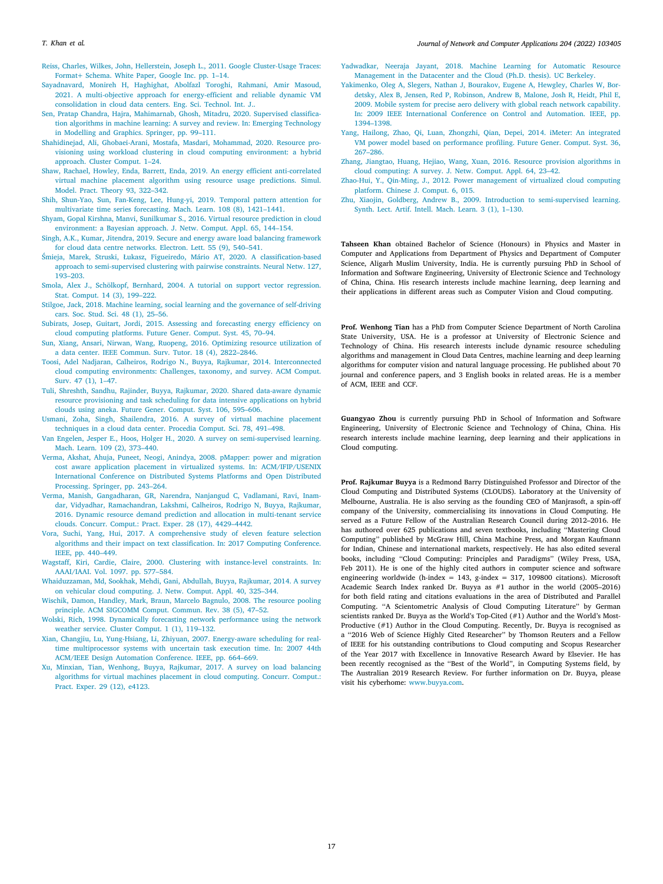Reiss, Charles, Wilkes, John, Hellerstein, Joseph L., 2011. Google Cluster-Usage Traces: Format+ Schema. White Paper, Google Inc. pp. 1–14.

Sayadnavard, Monireh H, Haghighat, Abolfazl Toroghi, Rahmani, Amir Masoud, 2021. A multi-objective approach for energy-efficient and reliable dynamic VM consolidation in cloud data centers. Eng. Sci. Technol. Int. J..

Sen, Pratap Chandra, Hajra, Mahimarnab, Ghosh, Mitadru, 2020. Supervised classification algorithms in machine learning: A survey and review. In: Emerging Technology in Modelling and Graphics. Springer, pp. 99–111.

Shahidinejad, Ali, Ghobaei-Arani, Mostafa, Masdari, Mohammad, 2020. Resource provisioning using workload clustering in cloud computing environment: a hybrid approach. Cluster Comput. 1–24.

Shaw, Rachael, Howley, Enda, Barrett, Enda, 2019. An energy efficient anti-correlated virtual machine placement algorithm using resource usage predictions. Simul. Model. Pract. Theory 93, 322–342.

Shih, Shun-Yao, Sun, Fan-Keng, Lee, Hung-yi, 2019. Temporal pattern attention for multivariate time series forecasting. Mach. Learn. 108 (8), 1421–1441.

Shyam, Gopal Kirshna, Manvi, Sunilkumar S., 2016. Virtual resource prediction in cloud environment: a Bayesian approach. J. Netw. Comput. Appl. 65, 144–154.

Singh, A.K., Kumar, Jitendra, 2019. Secure and energy aware load balancing framework for cloud data centre networks. Electron. Lett. 55 (9), 540–541.

Śmieja, Marek, Struski, Łukasz, Figueiredo, Mário AT, 2020. A classification-based approach to semi-supervised clustering with pairwise constraints. Neural Netw. 127, 193–203.

Smola, Alex J., Schölkopf, Bernhard, 2004. A tutorial on support vector regression. Stat. Comput. 14 (3), 199–222.

Stilgoe, Jack, 2018. Machine learning, social learning and the governance of self-driving cars. Soc. Stud. Sci. 48 (1), 25–56.

Subirats, Josep, Guitart, Jordi, 2015. Assessing and forecasting energy efficiency on cloud computing platforms. Future Gener. Comput. Syst. 45, 70–94.

Sun, Xiang, Ansari, Nirwan, Wang, Ruopeng, 2016. Optimizing resource utilization of a data center. IEEE Commun. Surv. Tutor. 18 (4), 2822–2846.

Toosi, Adel Nadjaran, Calheiros, Rodrigo N., Buyya, Rajkumar, 2014. Interconnected cloud computing environments: Challenges, taxonomy, and survey. ACM Comput. Surv. 47 (1), 1–47.

Tuli, Shreshth, Sandhu, Rajinder, Buyya, Rajkumar, 2020. Shared data-aware dynamic resource provisioning and task scheduling for data intensive applications on hybrid clouds using aneka. Future Gener. Comput. Syst. 106, 595–606.

Usmani, Zoha, Singh, Shailendra, 2016. A survey of virtual machine placement techniques in a cloud data center. Procedia Comput. Sci. 78, 491–498.

Van Engelen, Jesper E., Hoos, Holger H., 2020. A survey on semi-supervised learning. Mach. Learn. 109 (2), 373–440.

Verma, Akshat, Ahuja, Puneet, Neogi, Anindya, 2008. pMapper: power and migration cost aware application placement in virtualized systems. In: ACM/IFIP/USENIX International Conference on Distributed Systems Platforms and Open Distributed Processing. Springer, pp. 243–264.

Verma, Manish, Gangadharan, GR, Narendra, Nanjangud C, Vadlamani, Ravi, Inamdar, Vidyadhar, Ramachandran, Lakshmi, Calheiros, Rodrigo N, Buyya, Rajkumar, 2016. Dynamic resource demand prediction and allocation in multi-tenant service clouds. Concurr. Comput.: Pract. Exper. 28 (17), 4429–4442.

Vora, Suchi, Yang, Hui, 2017. A comprehensive study of eleven feature selection algorithms and their impact on text classification. In: 2017 Computing Conference. IEEE, pp. 440–449.

Wagstaff, Kiri, Cardie, Claire, 2000. Clustering with instance-level constraints. In: AAAI/IAAI. Vol. 1097. pp. 577–584.

Whaiduzzaman, Md, Sookhak, Mehdi, Gani, Abdullah, Buyya, Rajkumar, 2014. A survey on vehicular cloud computing. J. Netw. Comput. Appl. 40, 325–344.

Wischik, Damon, Handley, Mark, Braun, Marcelo Bagnulo, 2008. The resource pooling principle. ACM SIGCOMM Comput. Commun. Rev. 38 (5), 47–52.

Wolski, Rich, 1998. Dynamically forecasting network performance using the network weather service. Cluster Comput. 1 (1), 119–132.

Xian, Changjiu, Lu, Yung-Hsiang, Li, Zhiyuan, 2007. Energy-aware scheduling for real-time multiprocessor systems with uncertain task execution time. In: 2007 44th ACM/IEEE Design Automation Conference. IEEE, pp. 664–669.

Xu, Minxian, Tian, Wenhong, Buyya, Rajkumar, 2017. A survey on load balancing algorithms for virtual machines placement in cloud computing. Concurr. Comput.: Pract. Exper. 29 (12), e4123.

Yadwadkar, Neeraja Jayant, 2018. Machine Learning for Automatic Resource Management in the Datacenter and the Cloud (Ph.D. thesis). UC Berkeley.

Yakimenko, Oleg A, Slegers, Nathan J, Bourakov, Eugene A, Hewgley, Charles W, Bordetsky, Alex B, Jensen, Red P, Robinson, Andrew B, Malone, Josh R, Heidt, Phil E, 2009. Mobile system for precise aero delivery with global reach network capability. In: 2009 IEEE International Conference on Control and Automation. IEEE, pp. 1394–1398.

Yang, Hailong, Zhao, Qi, Luan, Zhongzhi, Qian, Depei, 2014. iMeter: An integrated VM power model based on performance profiling. Future Gener. Comput. Syst. 36, 267–286.

Zhang, Jiangtao, Huang, Hejiao, Wang, Xuan, 2016. Resource provision algorithms in cloud computing: A survey. J. Netw. Comput. Appl. 64, 23–42.

Zhao-Hui, Y., Qin-Ming, J., 2012. Power management of virtualized cloud computing platform. Chinese J. Comput. 6, 015.

Zhu, Xiaojin, Goldberg, Andrew B., 2009. Introduction to semi-supervised learning. Synth. Lect. Artif. Intell. Mach. Learn. 3 (1), 1–130.

**Tahseen Khan** obtained Bachelor of Science (Honours) in Physics and Master in Computer and Applications from Department of Physics and Department of Computer Science, Aligarh Muslim University, India. He is currently pursuing PhD in School of Information and Software Engineering, University of Electronic Science and Technology of China, China. His research interests include machine learning, deep learning and their applications in different areas such as Computer Vision and Cloud computing.

**Prof. Wenhong Tian** has a PhD from Computer Science Department of North Carolina State University, USA. He is a professor at University of Electronic Science and Technology of China. His research interests include dynamic resource scheduling algorithms and management in Cloud Data Centres, machine learning and deep learning algorithms for computer vision and natural language processing. He published about 70 journal and conference papers, and 3 English books in related areas. He is a member of ACM, IEEE and CCF.

**Guangyao Zhou** is currently pursuing PhD in School of Information and Software Engineering, University of Electronic Science and Technology of China, China. His research interests include machine learning, deep learning and their applications in Cloud computing.

**Prof. Rajkumar Buyya** is a Redmond Barry Distinguished Professor and Director of the Cloud Computing and Distributed Systems (CLOUDS). Laboratory at the University of Melbourne, Australia. He is also serving as the founding CEO of Manjrasoft, a spin-off company of the University, commercialising its innovations in Cloud Computing. He served as a Future Fellow of the Australian Research Council during 2012–2016. He has authored over 625 publications and seven textbooks, including ''Mastering Cloud Computing'' published by McGraw Hill, China Machine Press, and Morgan Kaufmann for Indian, Chinese and international markets, respectively. He has also edited several books, including ''Cloud Computing: Principles and Paradigms'' (Wiley Press, USA, Feb 2011). He is one of the highly cited authors in computer science and software engineering worldwide (h-index = 143, g-index = 317, 109800 citations). Microsoft Academic Search Index ranked Dr. Buyya as #1 author in the world (2005–2016) for both field rating and citations evaluations in the area of Distributed and Parallel Computing. ''A Scientometric Analysis of Cloud Computing Literature'' by German scientists ranked Dr. Buyya as the World's Top-Cited (#1) Author and the World's Most-Productive (#1) Author in the Cloud Computing. Recently, Dr. Buyya is recognised as a ''2016 Web of Science Highly Cited Researcher'' by Thomson Reuters and a Fellow of IEEE for his outstanding contributions to Cloud computing and Scopus Researcher of the Year 2017 with Excellence in Innovative Research Award by Elsevier. He has been recently recognised as the ''Best of the World'', in Computing Systems field, by The Australian 2019 Research Review. For further information on Dr. Buyya, please visit his cyberhome: www.buyya.com.